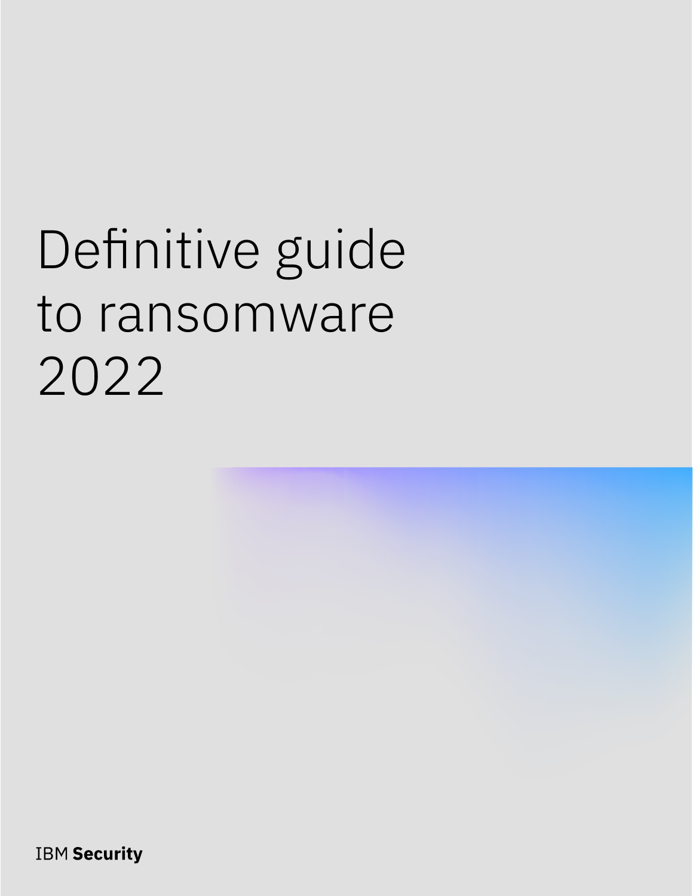# Definitive guide to ransomware 2022

IBM Security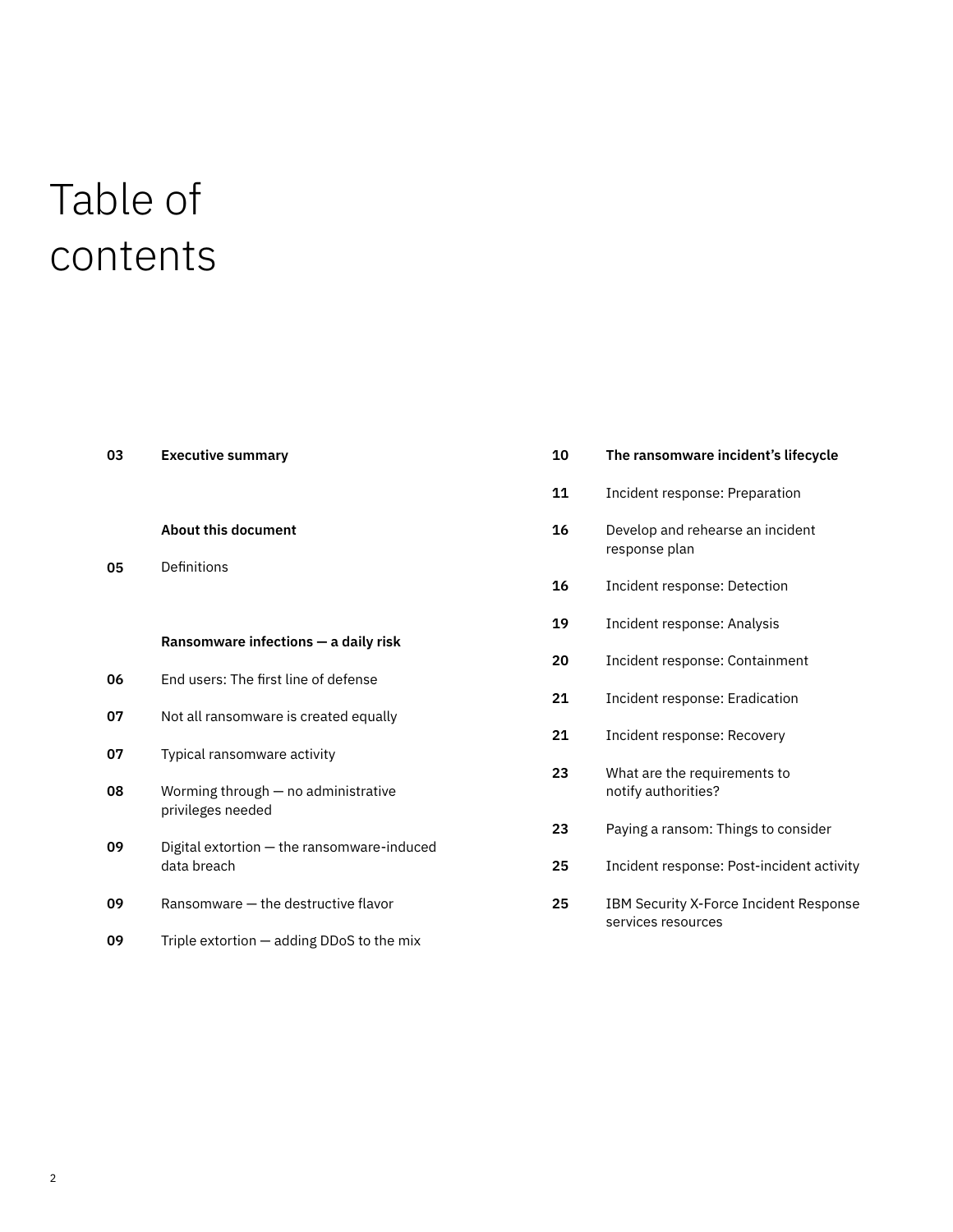# Table of contents

**03** **Executive summary**

**About this document**

**05** Definitions

**Ransomware infections — a daily risk**

**06** End users: The first line of defense

**07** Not all ransomware is created equally

**07** Typical ransomware activity

**08** Worming through — no administrative privileges needed

**09** Digital extortion — the ransomware-induced data breach

**09** Ransomware — the destructive flavor

**09** Triple extortion — adding DDoS to the mix

**10** **The ransomware incident's lifecycle**

**11** Incident response: Preparation

**16** Develop and rehearse an incident response plan

**16** Incident response: Detection

**19** Incident response: Analysis

**20** Incident response: Containment

**21** Incident response: Eradication

**21** Incident response: Recovery

**23** What are the requirements to notify authorities?

**23** Paying a ransom: Things to consider

**25** Incident response: Post-incident activity

**25** IBM Security X-Force Incident Response services resources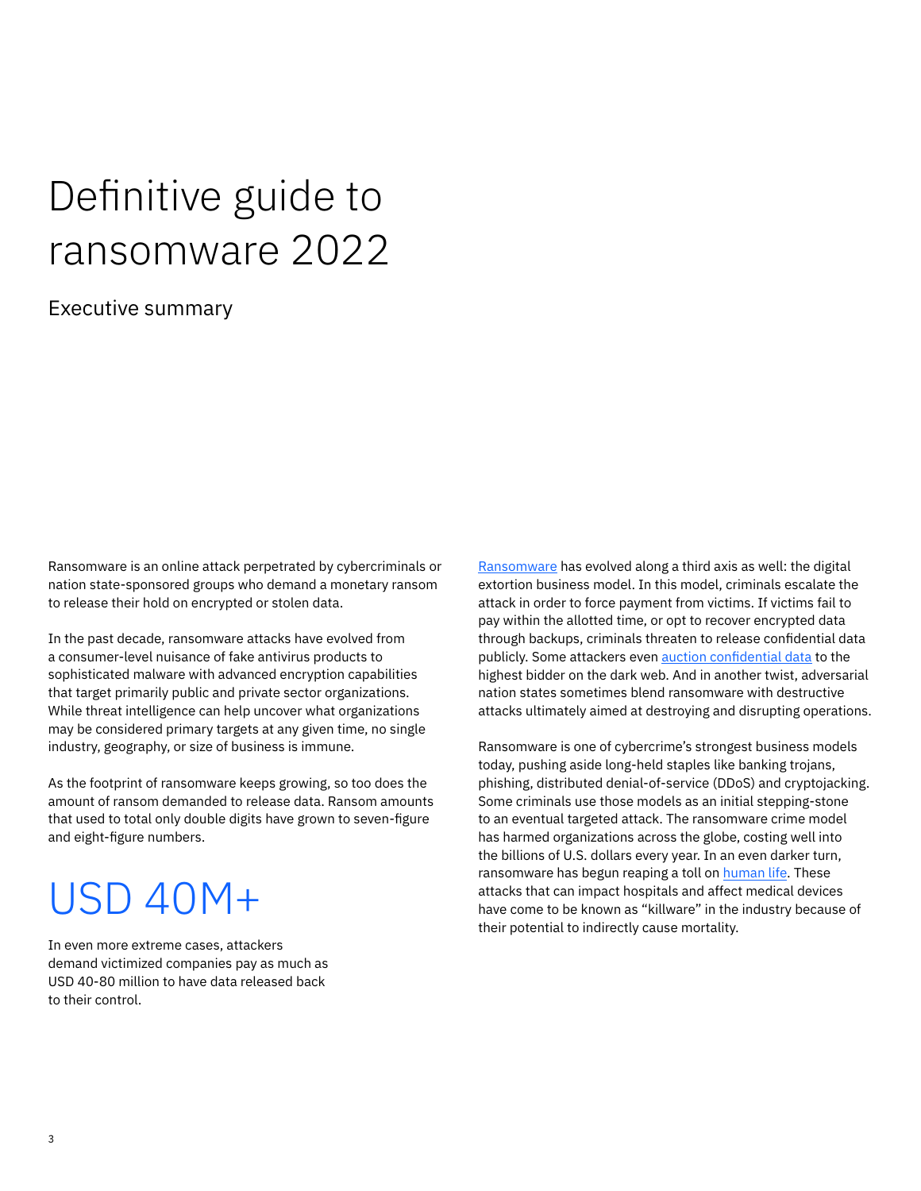# Definitive guide to ransomware 2022

## Executive summary

Ransomware is an online attack perpetrated by cybercriminals or nation state-sponsored groups who demand a monetary ransom to release their hold on encrypted or stolen data.

In the past decade, ransomware attacks have evolved from a consumer-level nuisance of fake antivirus products to sophisticated malware with advanced encryption capabilities that target primarily public and private sector organizations. While threat intelligence can help uncover what organizations may be considered primary targets at any given time, no single industry, geography, or size of business is immune.

As the footprint of ransomware keeps growing, so too does the amount of ransom demanded to release data. Ransom amounts that used to total only double digits have grown to seven-figure and eight-figure numbers.

## USD 40M+

In even more extreme cases, attackers demand victimized companies pay as much as USD 40-80 million to have data released back to their control.

Ransomware has evolved along a third axis as well: the digital extortion business model. In this model, criminals escalate the attack in order to force payment from victims. If victims fail to pay within the allotted time, or opt to recover encrypted data through backups, criminals threaten to release confidential data publicly. Some attackers even auction confidential data to the highest bidder on the dark web. And in another twist, adversarial nation states sometimes blend ransomware with destructive attacks ultimately aimed at destroying and disrupting operations.

Ransomware is one of cybercrime's strongest business models today, pushing aside long-held staples like banking trojans, phishing, distributed denial-of-service (DDoS) and cryptojacking. Some criminals use those models as an initial stepping-stone to an eventual targeted attack. The ransomware crime model has harmed organizations across the globe, costing well into the billions of U.S. dollars every year. In an even darker turn, ransomware has begun reaping a toll on human life. These attacks that can impact hospitals and affect medical devices have come to be known as "killware" in the industry because of their potential to indirectly cause mortality.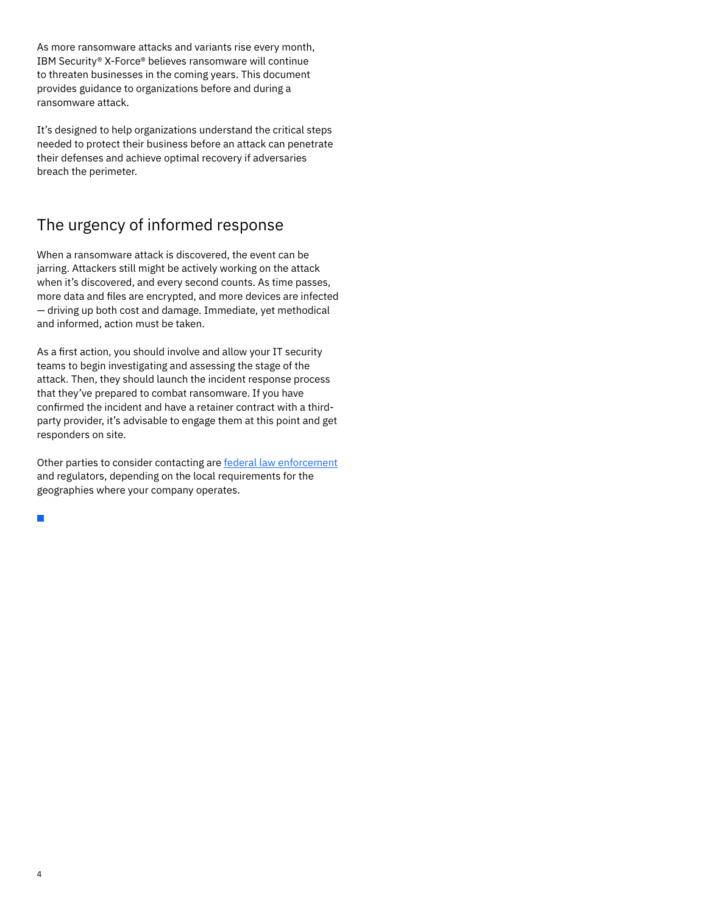As more ransomware attacks and variants rise every month, IBM Security® X-Force® believes ransomware will continue to threaten businesses in the coming years. This document provides guidance to organizations before and during a ransomware attack.

It's designed to help organizations understand the critical steps needed to protect their business before an attack can penetrate their defenses and achieve optimal recovery if adversaries breach the perimeter.

## The urgency of informed response

When a ransomware attack is discovered, the event can be jarring. Attackers still might be actively working on the attack when it's discovered, and every second counts. As time passes, more data and files are encrypted, and more devices are infected — driving up both cost and damage. Immediate, yet methodical and informed, action must be taken.

As a first action, you should involve and allow your IT security teams to begin investigating and assessing the stage of the attack. Then, they should launch the incident response process that they've prepared to combat ransomware. If you have confirmed the incident and have a retainer contract with a third-party provider, it's advisable to engage them at this point and get responders on site.

Other parties to consider contacting are federal law enforcement and regulators, depending on the local requirements for the geographies where your company operates.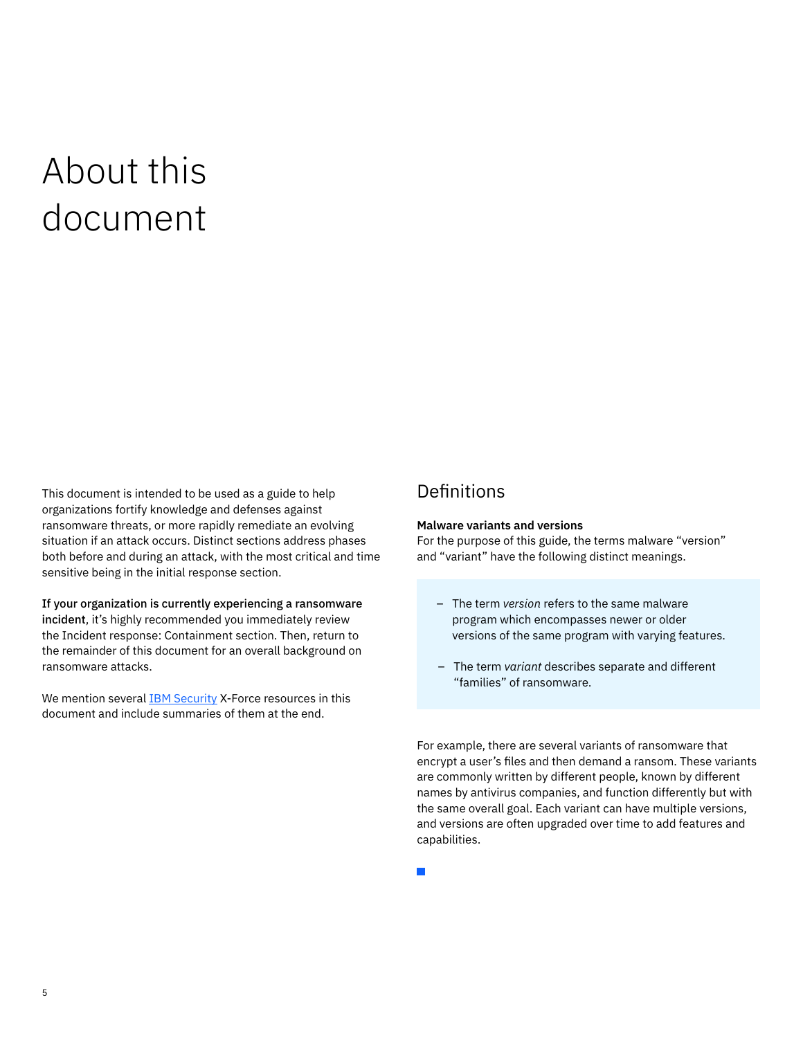# About this document

This document is intended to be used as a guide to help organizations fortify knowledge and defenses against ransomware threats, or more rapidly remediate an evolving situation if an attack occurs. Distinct sections address phases both before and during an attack, with the most critical and time sensitive being in the initial response section.

**If your organization is currently experiencing a ransomware incident**, it's highly recommended you immediately review the Incident response: Containment section. Then, return to the remainder of this document for an overall background on ransomware attacks.

We mention several [IBM Security](https://www.ibm.com/security) X-Force resources in this document and include summaries of them at the end.

## Definitions

**Malware variants and versions**
For the purpose of this guide, the terms malware "version" and "variant" have the following distinct meanings.

- The term *version* refers to the same malware program which encompasses newer or older versions of the same program with varying features.
- The term *variant* describes separate and different "families" of ransomware.

For example, there are several variants of ransomware that encrypt a user's files and then demand a ransom. These variants are commonly written by different people, known by different names by antivirus companies, and function differently but with the same overall goal. Each variant can have multiple versions, and versions are often upgraded over time to add features and capabilities.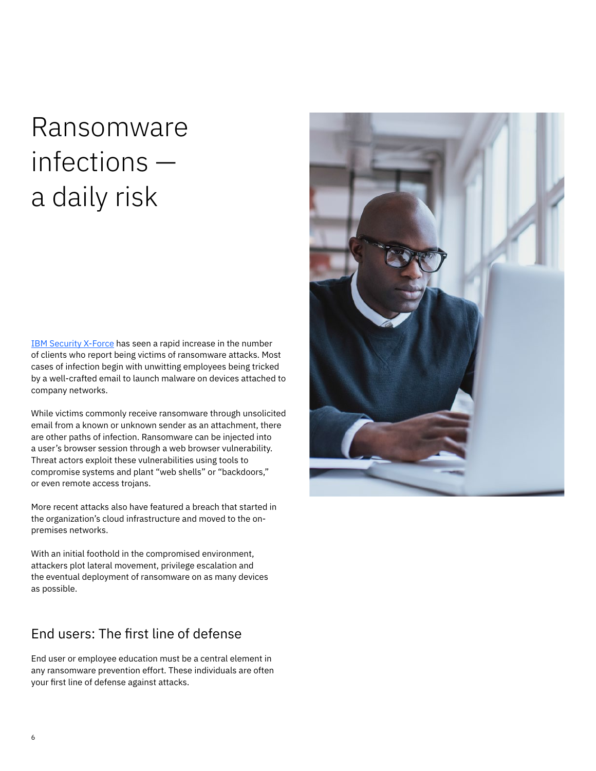# Ransomware infections — a daily risk

[IBM Security X-Force](https://www.ibm.com/security/xforce) has seen a rapid increase in the number of clients who report being victims of ransomware attacks. Most cases of infection begin with unwitting employees being tricked by a well-crafted email to launch malware on devices attached to company networks.

While victims commonly receive ransomware through unsolicited email from a known or unknown sender as an attachment, there are other paths of infection. Ransomware can be injected into a user's browser session through a web browser vulnerability. Threat actors exploit these vulnerabilities using tools to compromise systems and plant "web shells" or "backdoors," or even remote access trojans.

More recent attacks also have featured a breach that started in the organization's cloud infrastructure and moved to the on-premises networks.

With an initial foothold in the compromised environment, attackers plot lateral movement, privilege escalation and the eventual deployment of ransomware on as many devices as possible.

## End users: The first line of defense

End user or employee education must be a central element in any ransomware prevention effort. These individuals are often your first line of defense against attacks.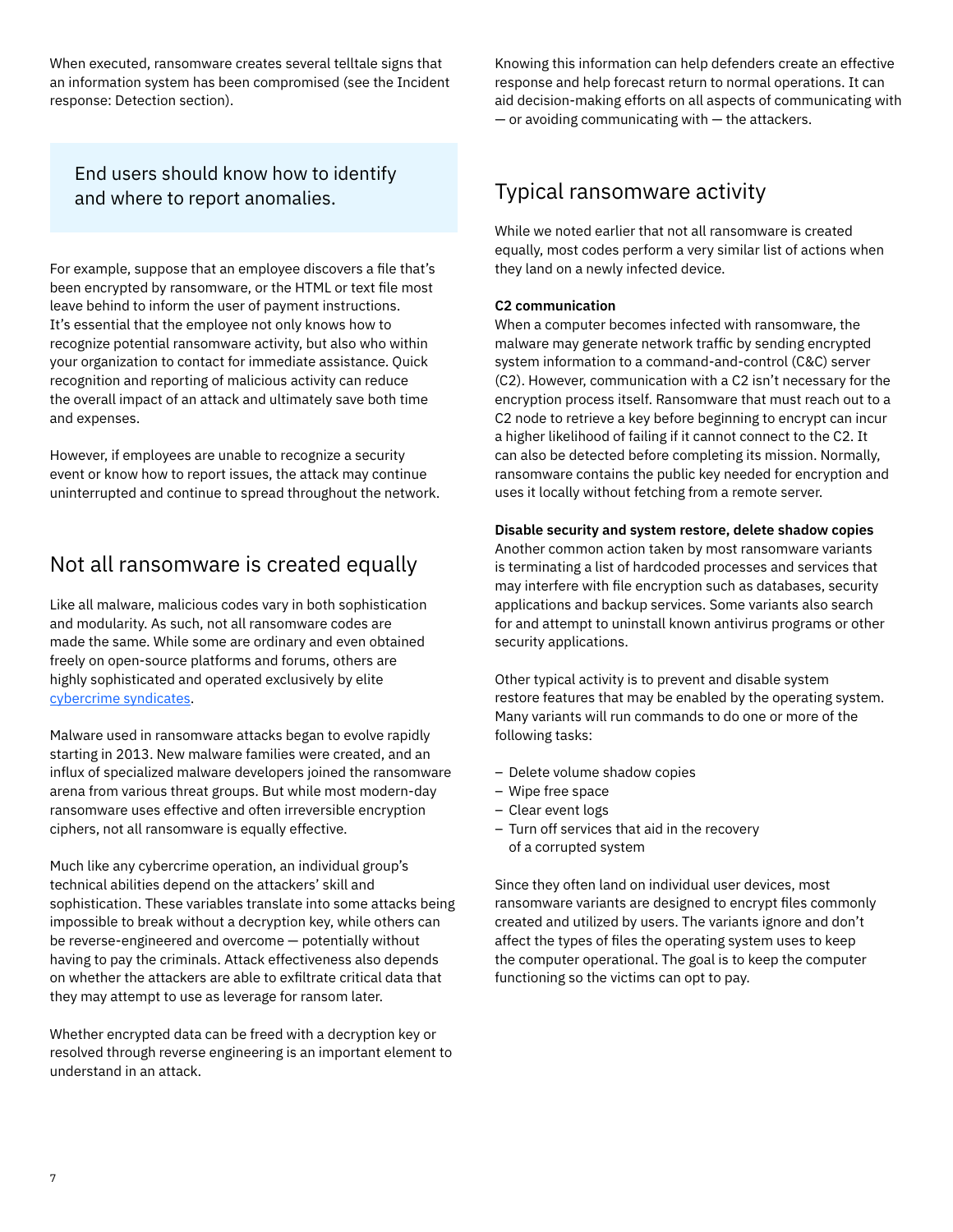When executed, ransomware creates several telltale signs that an information system has been compromised (see the Incident response: Detection section).

> End users should know how to identify and where to report anomalies.

For example, suppose that an employee discovers a file that's been encrypted by ransomware, or the HTML or text file most leave behind to inform the user of payment instructions. It's essential that the employee not only knows how to recognize potential ransomware activity, but also who within your organization to contact for immediate assistance. Quick recognition and reporting of malicious activity can reduce the overall impact of an attack and ultimately save both time and expenses.

However, if employees are unable to recognize a security event or know how to report issues, the attack may continue uninterrupted and continue to spread throughout the network.

## Not all ransomware is created equally

Like all malware, malicious codes vary in both sophistication and modularity. As such, not all ransomware codes are made the same. While some are ordinary and even obtained freely on open-source platforms and forums, others are highly sophisticated and operated exclusively by elite cybercrime syndicates.

Malware used in ransomware attacks began to evolve rapidly starting in 2013. New malware families were created, and an influx of specialized malware developers joined the ransomware arena from various threat groups. But while most modern-day ransomware uses effective and often irreversible encryption ciphers, not all ransomware is equally effective.

Much like any cybercrime operation, an individual group's technical abilities depend on the attackers' skill and sophistication. These variables translate into some attacks being impossible to break without a decryption key, while others can be reverse-engineered and overcome — potentially without having to pay the criminals. Attack effectiveness also depends on whether the attackers are able to exfiltrate critical data that they may attempt to use as leverage for ransom later.

Whether encrypted data can be freed with a decryption key or resolved through reverse engineering is an important element to understand in an attack.

Knowing this information can help defenders create an effective response and help forecast return to normal operations. It can aid decision-making efforts on all aspects of communicating with — or avoiding communicating with — the attackers.

## Typical ransomware activity

While we noted earlier that not all ransomware is created equally, most codes perform a very similar list of actions when they land on a newly infected device.

**C2 communication**
When a computer becomes infected with ransomware, the malware may generate network traffic by sending encrypted system information to a command-and-control (C&C) server (C2). However, communication with a C2 isn't necessary for the encryption process itself. Ransomware that must reach out to a C2 node to retrieve a key before beginning to encrypt can incur a higher likelihood of failing if it cannot connect to the C2. It can also be detected before completing its mission. Normally, ransomware contains the public key needed for encryption and uses it locally without fetching from a remote server.

**Disable security and system restore, delete shadow copies**
Another common action taken by most ransomware variants is terminating a list of hardcoded processes and services that may interfere with file encryption such as databases, security applications and backup services. Some variants also search for and attempt to uninstall known antivirus programs or other security applications.

Other typical activity is to prevent and disable system restore features that may be enabled by the operating system. Many variants will run commands to do one or more of the following tasks:

- Delete volume shadow copies
- Wipe free space
- Clear event logs
- Turn off services that aid in the recovery of a corrupted system

Since they often land on individual user devices, most ransomware variants are designed to encrypt files commonly created and utilized by users. The variants ignore and don't affect the types of files the operating system uses to keep the computer operational. The goal is to keep the computer functioning so the victims can opt to pay.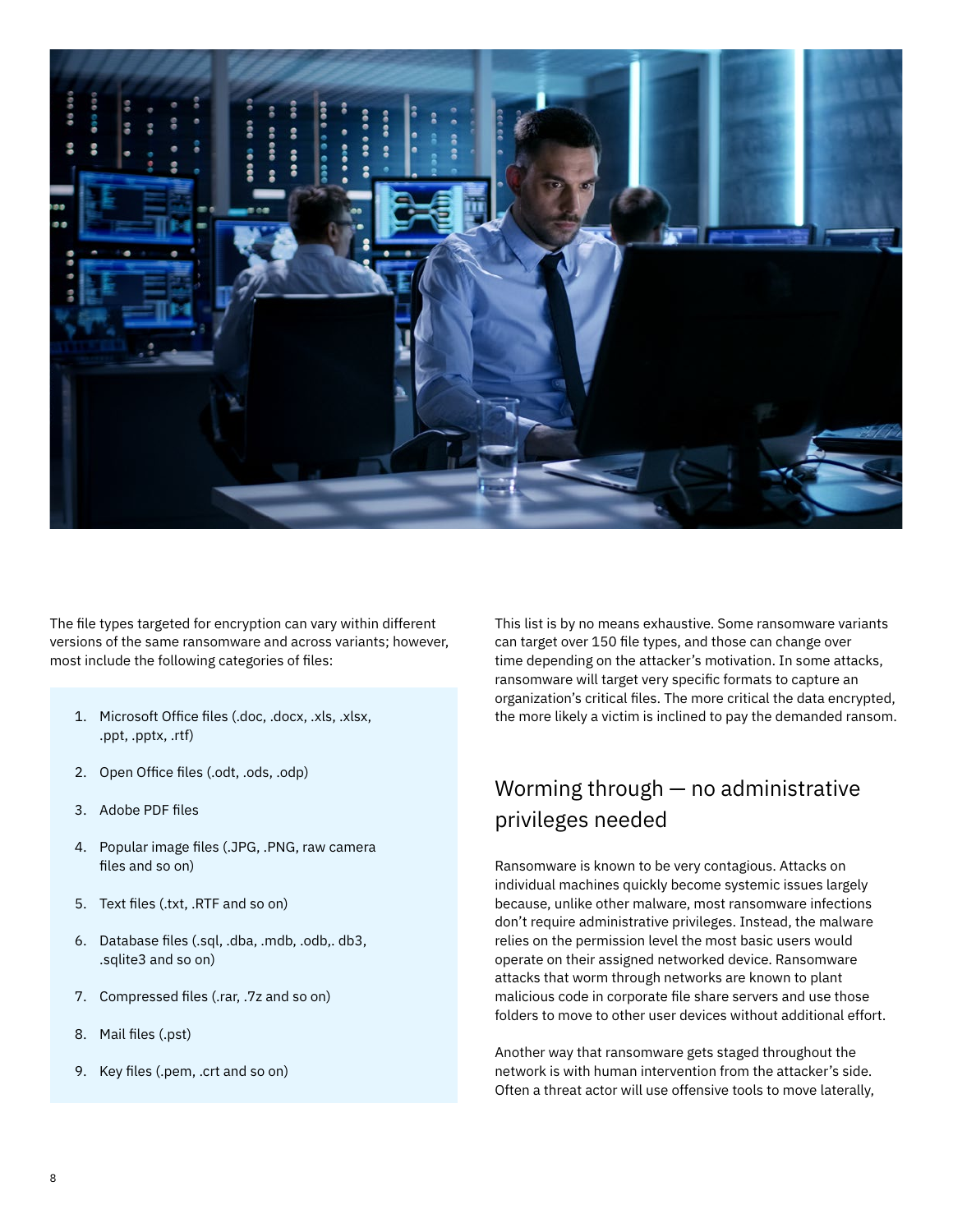The file types targeted for encryption can vary within different versions of the same ransomware and across variants; however, most include the following categories of files:

1. Microsoft Office files (.doc, .docx, .xls, .xlsx, .ppt, .pptx, .rtf)
2. Open Office files (.odt, .ods, .odp)
3. Adobe PDF files
4. Popular image files (.JPG, .PNG, raw camera files and so on)
5. Text files (.txt, .RTF and so on)
6. Database files (.sql, .dba, .mdb, .odb,. db3, .sqlite3 and so on)
7. Compressed files (.rar, .7z and so on)
8. Mail files (.pst)
9. Key files (.pem, .crt and so on)

This list is by no means exhaustive. Some ransomware variants can target over 150 file types, and those can change over time depending on the attacker's motivation. In some attacks, ransomware will target very specific formats to capture an organization's critical files. The more critical the data encrypted, the more likely a victim is inclined to pay the demanded ransom.

## Worming through — no administrative privileges needed

Ransomware is known to be very contagious. Attacks on individual machines quickly become systemic issues largely because, unlike other malware, most ransomware infections don't require administrative privileges. Instead, the malware relies on the permission level the most basic users would operate on their assigned networked device. Ransomware attacks that worm through networks are known to plant malicious code in corporate file share servers and use those folders to move to other user devices without additional effort.

Another way that ransomware gets staged throughout the network is with human intervention from the attacker's side. Often a threat actor will use offensive tools to move laterally,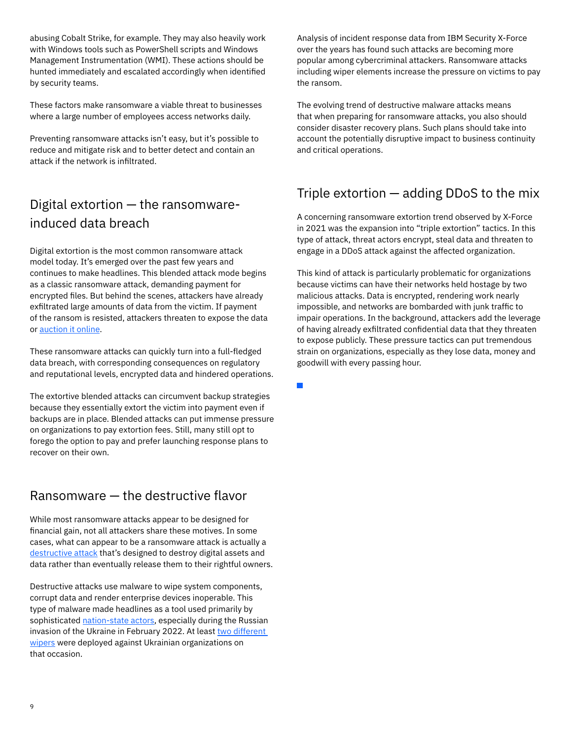abusing Cobalt Strike, for example. They may also heavily work with Windows tools such as PowerShell scripts and Windows Management Instrumentation (WMI). These actions should be hunted immediately and escalated accordingly when identified by security teams.

These factors make ransomware a viable threat to businesses where a large number of employees access networks daily.

Preventing ransomware attacks isn't easy, but it's possible to reduce and mitigate risk and to better detect and contain an attack if the network is infiltrated.

## Digital extortion — the ransomware-induced data breach

Digital extortion is the most common ransomware attack model today. It's emerged over the past few years and continues to make headlines. This blended attack mode begins as a classic ransomware attack, demanding payment for encrypted files. But behind the scenes, attackers have already exfiltrated large amounts of data from the victim. If payment of the ransom is resisted, attackers threaten to expose the data or auction it online.

These ransomware attacks can quickly turn into a full-fledged data breach, with corresponding consequences on regulatory and reputational levels, encrypted data and hindered operations.

The extortive blended attacks can circumvent backup strategies because they essentially extort the victim into payment even if backups are in place. Blended attacks can put immense pressure on organizations to pay extortion fees. Still, many still opt to forego the option to pay and prefer launching response plans to recover on their own.

## Ransomware — the destructive flavor

While most ransomware attacks appear to be designed for financial gain, not all attackers share these motives. In some cases, what can appear to be a ransomware attack is actually a destructive attack that's designed to destroy digital assets and data rather than eventually release them to their rightful owners.

Destructive attacks use malware to wipe system components, corrupt data and render enterprise devices inoperable. This type of malware made headlines as a tool used primarily by sophisticated nation-state actors, especially during the Russian invasion of the Ukraine in February 2022. At least two different wipers were deployed against Ukrainian organizations on that occasion.

Analysis of incident response data from IBM Security X-Force over the years has found such attacks are becoming more popular among cybercriminal attackers. Ransomware attacks including wiper elements increase the pressure on victims to pay the ransom.

The evolving trend of destructive malware attacks means that when preparing for ransomware attacks, you also should consider disaster recovery plans. Such plans should take into account the potentially disruptive impact to business continuity and critical operations.

## Triple extortion — adding DDoS to the mix

A concerning ransomware extortion trend observed by X-Force in 2021 was the expansion into "triple extortion" tactics. In this type of attack, threat actors encrypt, steal data and threaten to engage in a DDoS attack against the affected organization.

This kind of attack is particularly problematic for organizations because victims can have their networks held hostage by two malicious attacks. Data is encrypted, rendering work nearly impossible, and networks are bombarded with junk traffic to impair operations. In the background, attackers add the leverage of having already exfiltrated confidential data that they threaten to expose publicly. These pressure tactics can put tremendous strain on organizations, especially as they lose data, money and goodwill with every passing hour.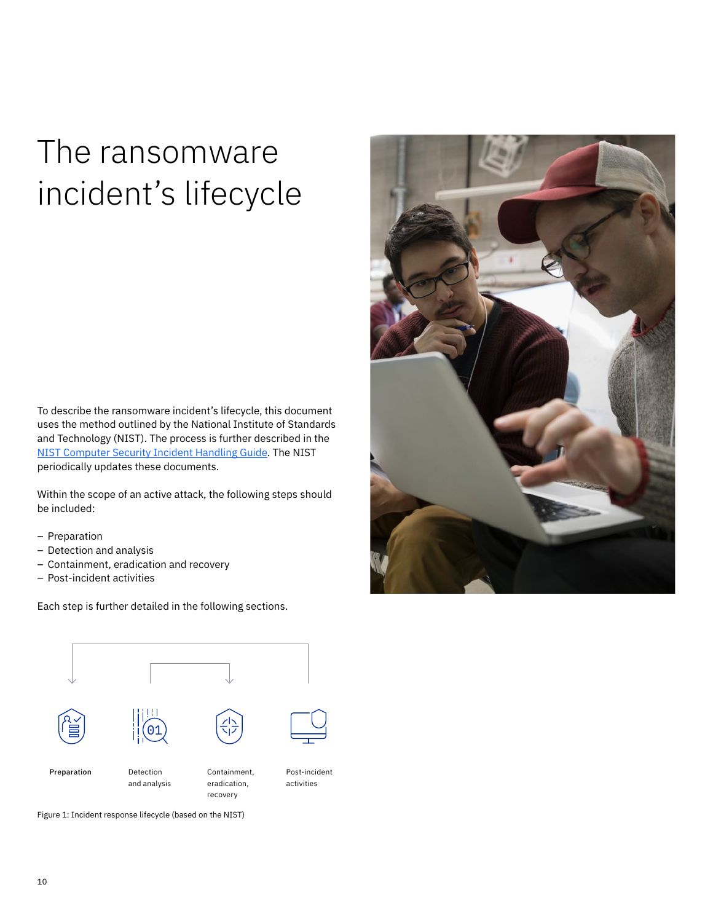# The ransomware incident's lifecycle

To describe the ransomware incident's lifecycle, this document uses the method outlined by the National Institute of Standards and Technology (NIST). The process is further described in the NIST Computer Security Incident Handling Guide. The NIST periodically updates these documents.

Within the scope of an active attack, the following steps should be included:

- Preparation
- Detection and analysis
- Containment, eradication and recovery
- Post-incident activities

Each step is further detailed in the following sections.

**Preparation** | Detection and analysis | Containment, eradication, recovery | Post-incident activities

Figure 1: Incident response lifecycle (based on the NIST)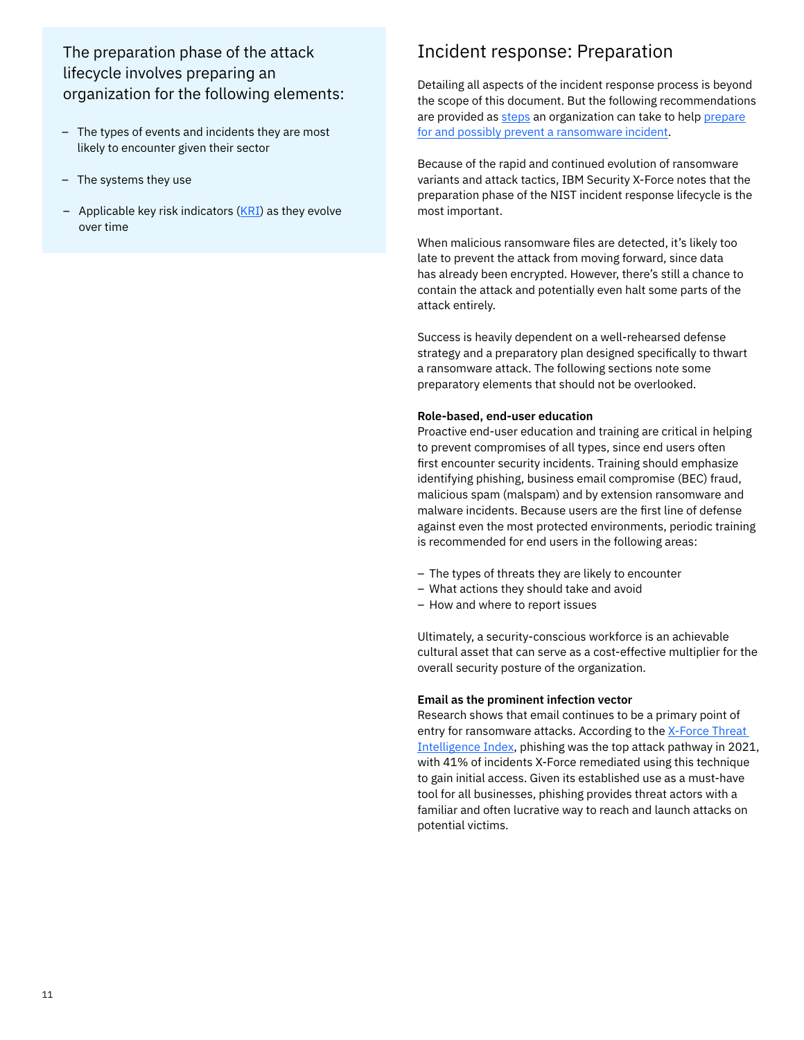The preparation phase of the attack lifecycle involves preparing an organization for the following elements:

- The types of events and incidents they are most likely to encounter given their sector
- The systems they use
- Applicable key risk indicators (KRI) as they evolve over time

## Incident response: Preparation

Detailing all aspects of the incident response process is beyond the scope of this document. But the following recommendations are provided as steps an organization can take to help prepare for and possibly prevent a ransomware incident.

Because of the rapid and continued evolution of ransomware variants and attack tactics, IBM Security X-Force notes that the preparation phase of the NIST incident response lifecycle is the most important.

When malicious ransomware files are detected, it's likely too late to prevent the attack from moving forward, since data has already been encrypted. However, there's still a chance to contain the attack and potentially even halt some parts of the attack entirely.

Success is heavily dependent on a well-rehearsed defense strategy and a preparatory plan designed specifically to thwart a ransomware attack. The following sections note some preparatory elements that should not be overlooked.

**Role-based, end-user education**

Proactive end-user education and training are critical in helping to prevent compromises of all types, since end users often first encounter security incidents. Training should emphasize identifying phishing, business email compromise (BEC) fraud, malicious spam (malspam) and by extension ransomware and malware incidents. Because users are the first line of defense against even the most protected environments, periodic training is recommended for end users in the following areas:

- The types of threats they are likely to encounter
- What actions they should take and avoid
- How and where to report issues

Ultimately, a security-conscious workforce is an achievable cultural asset that can serve as a cost-effective multiplier for the overall security posture of the organization.

**Email as the prominent infection vector**

Research shows that email continues to be a primary point of entry for ransomware attacks. According to the X-Force Threat Intelligence Index, phishing was the top attack pathway in 2021, with 41% of incidents X-Force remediated using this technique to gain initial access. Given its established use as a must-have tool for all businesses, phishing provides threat actors with a familiar and often lucrative way to reach and launch attacks on potential victims.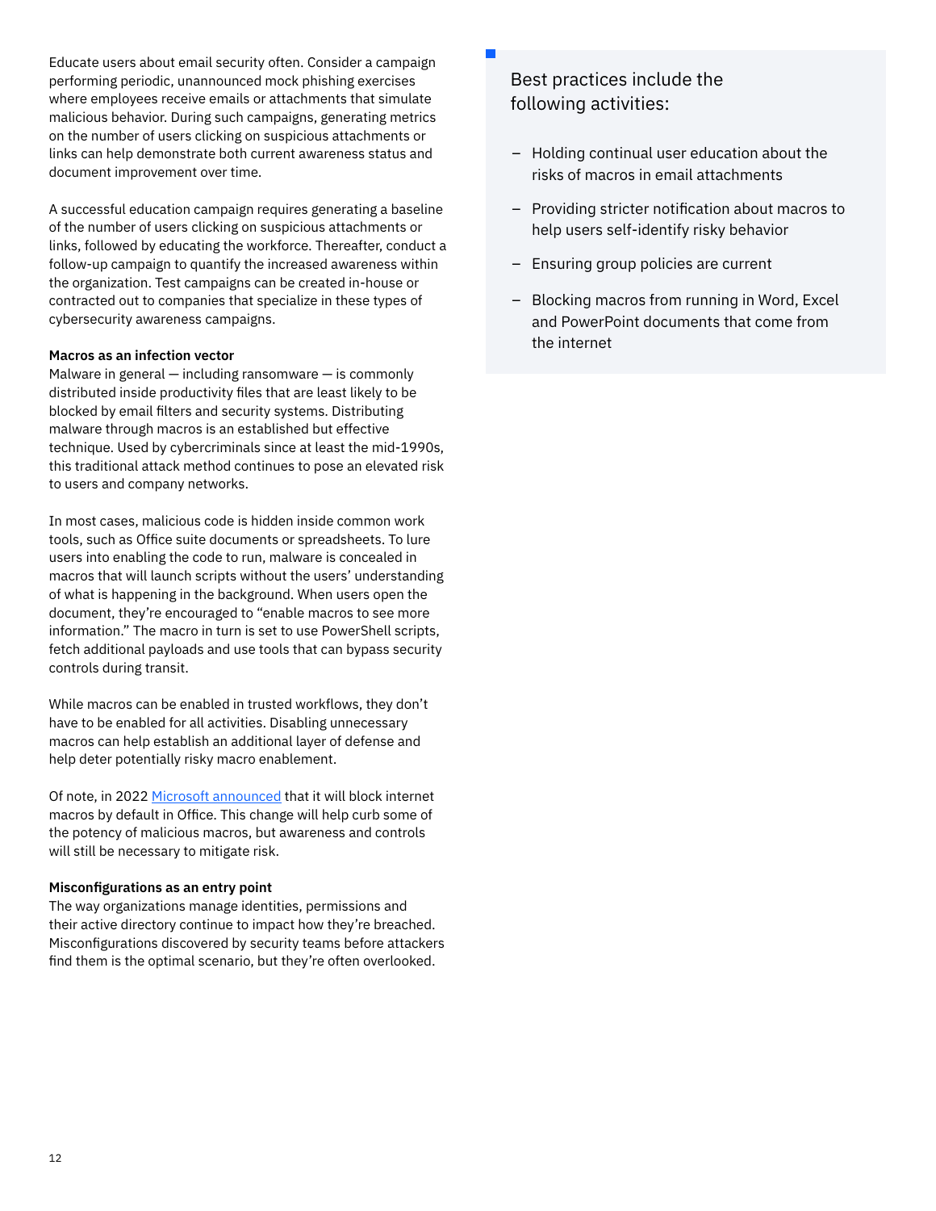Educate users about email security often. Consider a campaign performing periodic, unannounced mock phishing exercises where employees receive emails or attachments that simulate malicious behavior. During such campaigns, generating metrics on the number of users clicking on suspicious attachments or links can help demonstrate both current awareness status and document improvement over time.

A successful education campaign requires generating a baseline of the number of users clicking on suspicious attachments or links, followed by educating the workforce. Thereafter, conduct a follow-up campaign to quantify the increased awareness within the organization. Test campaigns can be created in-house or contracted out to companies that specialize in these types of cybersecurity awareness campaigns.

**Macros as an infection vector**
Malware in general — including ransomware — is commonly distributed inside productivity files that are least likely to be blocked by email filters and security systems. Distributing malware through macros is an established but effective technique. Used by cybercriminals since at least the mid-1990s, this traditional attack method continues to pose an elevated risk to users and company networks.

In most cases, malicious code is hidden inside common work tools, such as Office suite documents or spreadsheets. To lure users into enabling the code to run, malware is concealed in macros that will launch scripts without the users' understanding of what is happening in the background. When users open the document, they're encouraged to "enable macros to see more information." The macro in turn is set to use PowerShell scripts, fetch additional payloads and use tools that can bypass security controls during transit.

While macros can be enabled in trusted workflows, they don't have to be enabled for all activities. Disabling unnecessary macros can help establish an additional layer of defense and help deter potentially risky macro enablement.

Of note, in 2022 [Microsoft announced] that it will block internet macros by default in Office. This change will help curb some of the potency of malicious macros, but awareness and controls will still be necessary to mitigate risk.

**Misconfigurations as an entry point**
The way organizations manage identities, permissions and their active directory continue to impact how they're breached. Misconfigurations discovered by security teams before attackers find them is the optimal scenario, but they're often overlooked.

Best practices include the following activities:

- Holding continual user education about the risks of macros in email attachments
- Providing stricter notification about macros to help users self-identify risky behavior
- Ensuring group policies are current
- Blocking macros from running in Word, Excel and PowerPoint documents that come from the internet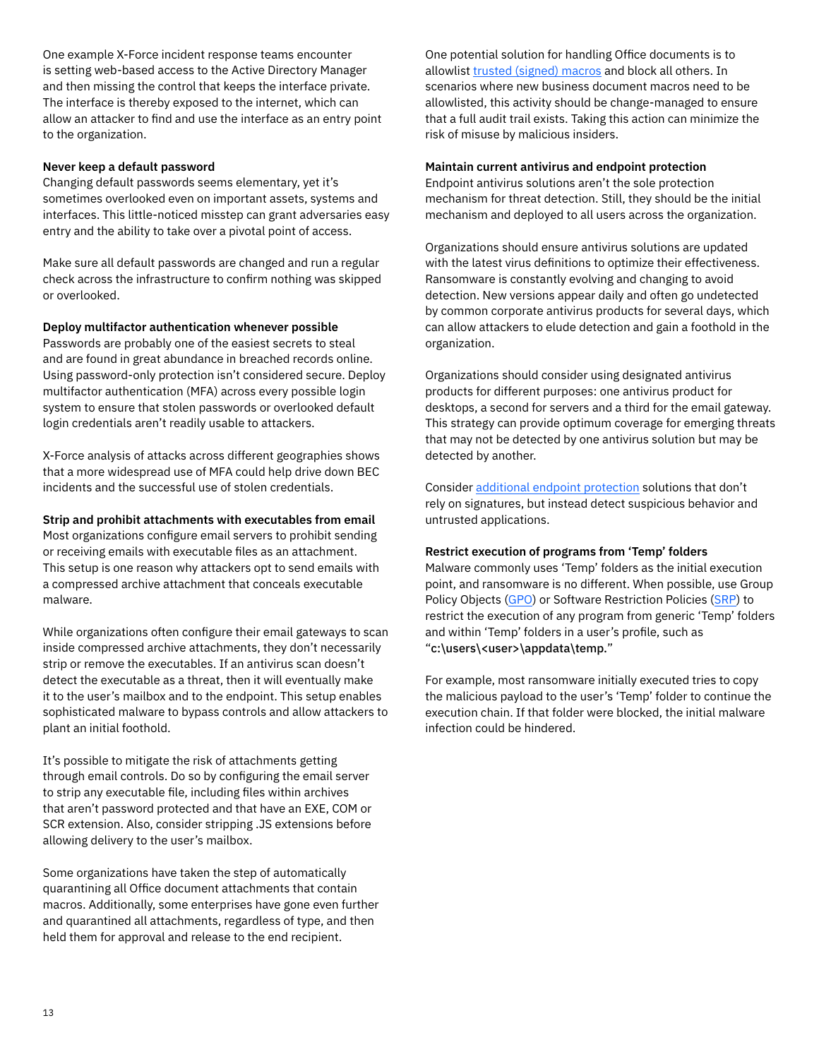One example X-Force incident response teams encounter is setting web-based access to the Active Directory Manager and then missing the control that keeps the interface private. The interface is thereby exposed to the internet, which can allow an attacker to find and use the interface as an entry point to the organization.

**Never keep a default password**

Changing default passwords seems elementary, yet it's sometimes overlooked even on important assets, systems and interfaces. This little-noticed misstep can grant adversaries easy entry and the ability to take over a pivotal point of access.

Make sure all default passwords are changed and run a regular check across the infrastructure to confirm nothing was skipped or overlooked.

**Deploy multifactor authentication whenever possible**

Passwords are probably one of the easiest secrets to steal and are found in great abundance in breached records online. Using password-only protection isn't considered secure. Deploy multifactor authentication (MFA) across every possible login system to ensure that stolen passwords or overlooked default login credentials aren't readily usable to attackers.

X-Force analysis of attacks across different geographies shows that a more widespread use of MFA could help drive down BEC incidents and the successful use of stolen credentials.

**Strip and prohibit attachments with executables from email**

Most organizations configure email servers to prohibit sending or receiving emails with executable files as an attachment. This setup is one reason why attackers opt to send emails with a compressed archive attachment that conceals executable malware.

While organizations often configure their email gateways to scan inside compressed archive attachments, they don't necessarily strip or remove the executables. If an antivirus scan doesn't detect the executable as a threat, then it will eventually make it to the user's mailbox and to the endpoint. This setup enables sophisticated malware to bypass controls and allow attackers to plant an initial foothold.

It's possible to mitigate the risk of attachments getting through email controls. Do so by configuring the email server to strip any executable file, including files within archives that aren't password protected and that have an EXE, COM or SCR extension. Also, consider stripping .JS extensions before allowing delivery to the user's mailbox.

Some organizations have taken the step of automatically quarantining all Office document attachments that contain macros. Additionally, some enterprises have gone even further and quarantined all attachments, regardless of type, and then held them for approval and release to the end recipient.

One potential solution for handling Office documents is to allowlist trusted (signed) macros and block all others. In scenarios where new business document macros need to be allowlisted, this activity should be change-managed to ensure that a full audit trail exists. Taking this action can minimize the risk of misuse by malicious insiders.

**Maintain current antivirus and endpoint protection**

Endpoint antivirus solutions aren't the sole protection mechanism for threat detection. Still, they should be the initial mechanism and deployed to all users across the organization.

Organizations should ensure antivirus solutions are updated with the latest virus definitions to optimize their effectiveness. Ransomware is constantly evolving and changing to avoid detection. New versions appear daily and often go undetected by common corporate antivirus products for several days, which can allow attackers to elude detection and gain a foothold in the organization.

Organizations should consider using designated antivirus products for different purposes: one antivirus product for desktops, a second for servers and a third for the email gateway. This strategy can provide optimum coverage for emerging threats that may not be detected by one antivirus solution but may be detected by another.

Consider additional endpoint protection solutions that don't rely on signatures, but instead detect suspicious behavior and untrusted applications.

**Restrict execution of programs from 'Temp' folders**

Malware commonly uses 'Temp' folders as the initial execution point, and ransomware is no different. When possible, use Group Policy Objects (GPO) or Software Restriction Policies (SRP) to restrict the execution of any program from generic 'Temp' folders and within 'Temp' folders in a user's profile, such as "c:\users\<user>\appdata\temp."

For example, most ransomware initially executed tries to copy the malicious payload to the user's 'Temp' folder to continue the execution chain. If that folder were blocked, the initial malware infection could be hindered.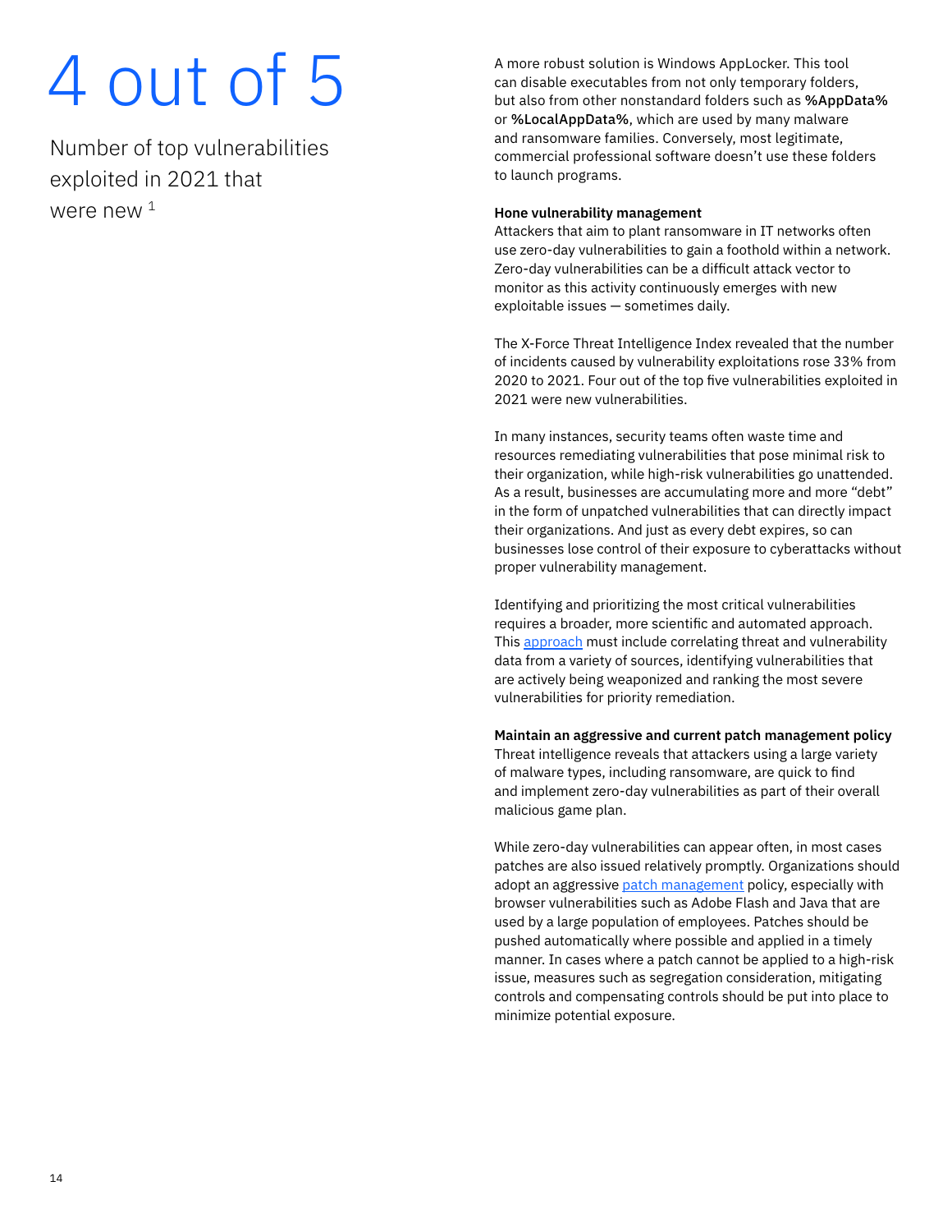# 4 out of 5

Number of top vulnerabilities exploited in 2021 that were new [1]

A more robust solution is Windows AppLocker. This tool can disable executables from not only temporary folders, but also from other nonstandard folders such as **%AppData%** or **%LocalAppData%**, which are used by many malware and ransomware families. Conversely, most legitimate, commercial professional software doesn't use these folders to launch programs.

**Hone vulnerability management**

Attackers that aim to plant ransomware in IT networks often use zero-day vulnerabilities to gain a foothold within a network. Zero-day vulnerabilities can be a difficult attack vector to monitor as this activity continuously emerges with new exploitable issues — sometimes daily.

The X-Force Threat Intelligence Index revealed that the number of incidents caused by vulnerability exploitations rose 33% from 2020 to 2021. Four out of the top five vulnerabilities exploited in 2021 were new vulnerabilities.

In many instances, security teams often waste time and resources remediating vulnerabilities that pose minimal risk to their organization, while high-risk vulnerabilities go unattended. As a result, businesses are accumulating more and more "debt" in the form of unpatched vulnerabilities that can directly impact their organizations. And just as every debt expires, so can businesses lose control of their exposure to cyberattacks without proper vulnerability management.

Identifying and prioritizing the most critical vulnerabilities requires a broader, more scientific and automated approach. This approach must include correlating threat and vulnerability data from a variety of sources, identifying vulnerabilities that are actively being weaponized and ranking the most severe vulnerabilities for priority remediation.

**Maintain an aggressive and current patch management policy**

Threat intelligence reveals that attackers using a large variety of malware types, including ransomware, are quick to find and implement zero-day vulnerabilities as part of their overall malicious game plan.

While zero-day vulnerabilities can appear often, in most cases patches are also issued relatively promptly. Organizations should adopt an aggressive patch management policy, especially with browser vulnerabilities such as Adobe Flash and Java that are used by a large population of employees. Patches should be pushed automatically where possible and applied in a timely manner. In cases where a patch cannot be applied to a high-risk issue, measures such as segregation consideration, mitigating controls and compensating controls should be put into place to minimize potential exposure.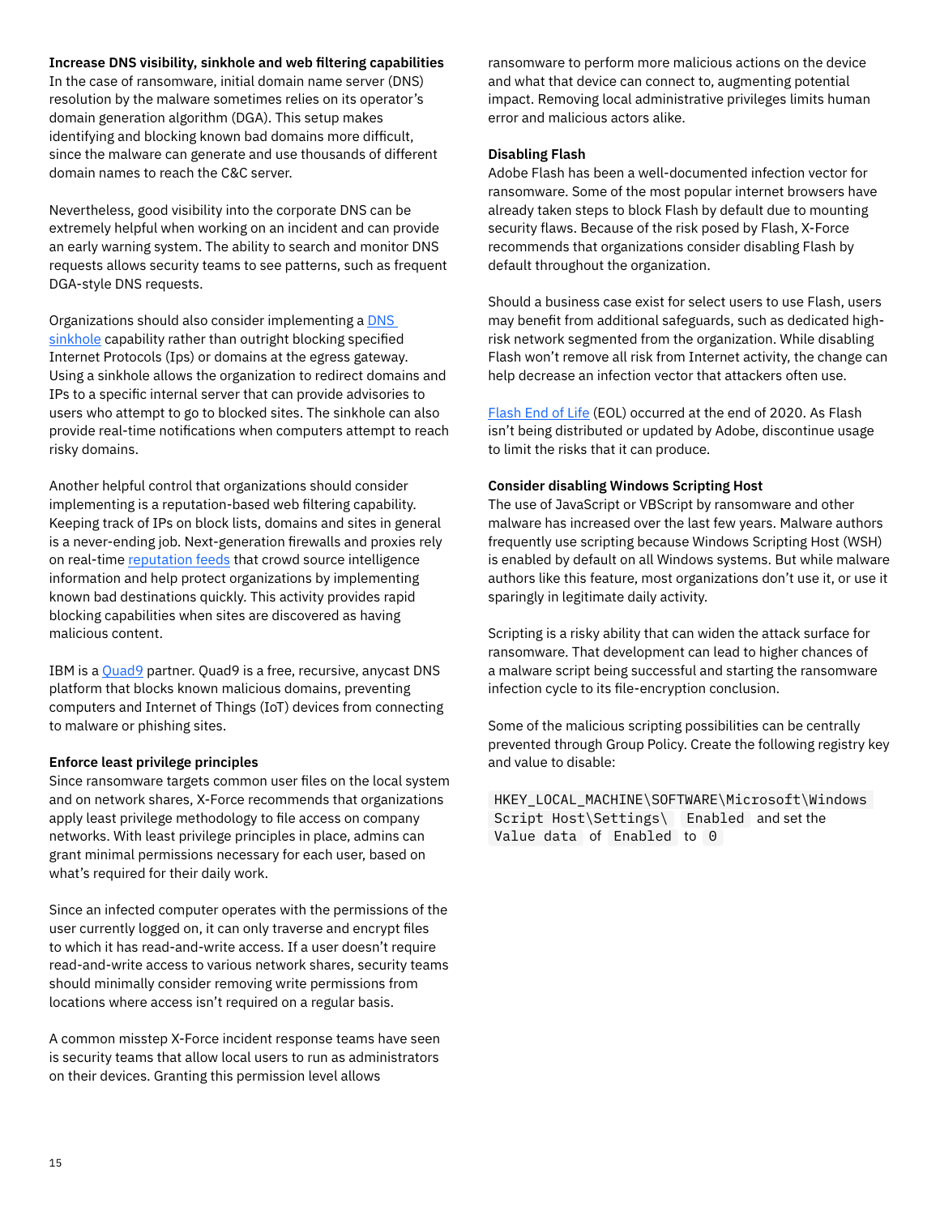**Increase DNS visibility, sinkhole and web filtering capabilities**
In the case of ransomware, initial domain name server (DNS) resolution by the malware sometimes relies on its operator's domain generation algorithm (DGA). This setup makes identifying and blocking known bad domains more difficult, since the malware can generate and use thousands of different domain names to reach the C&C server.

Nevertheless, good visibility into the corporate DNS can be extremely helpful when working on an incident and can provide an early warning system. The ability to search and monitor DNS requests allows security teams to see patterns, such as frequent DGA-style DNS requests.

Organizations should also consider implementing a DNS sinkhole capability rather than outright blocking specified Internet Protocols (Ips) or domains at the egress gateway. Using a sinkhole allows the organization to redirect domains and IPs to a specific internal server that can provide advisories to users who attempt to go to blocked sites. The sinkhole can also provide real-time notifications when computers attempt to reach risky domains.

Another helpful control that organizations should consider implementing is a reputation-based web filtering capability. Keeping track of IPs on block lists, domains and sites in general is a never-ending job. Next-generation firewalls and proxies rely on real-time reputation feeds that crowd source intelligence information and help protect organizations by implementing known bad destinations quickly. This activity provides rapid blocking capabilities when sites are discovered as having malicious content.

IBM is a Quad9 partner. Quad9 is a free, recursive, anycast DNS platform that blocks known malicious domains, preventing computers and Internet of Things (IoT) devices from connecting to malware or phishing sites.

**Enforce least privilege principles**
Since ransomware targets common user files on the local system and on network shares, X-Force recommends that organizations apply least privilege methodology to file access on company networks. With least privilege principles in place, admins can grant minimal permissions necessary for each user, based on what's required for their daily work.

Since an infected computer operates with the permissions of the user currently logged on, it can only traverse and encrypt files to which it has read-and-write access. If a user doesn't require read-and-write access to various network shares, security teams should minimally consider removing write permissions from locations where access isn't required on a regular basis.

A common misstep X-Force incident response teams have seen is security teams that allow local users to run as administrators on their devices. Granting this permission level allows ransomware to perform more malicious actions on the device and what that device can connect to, augmenting potential impact. Removing local administrative privileges limits human error and malicious actors alike.

**Disabling Flash**
Adobe Flash has been a well-documented infection vector for ransomware. Some of the most popular internet browsers have already taken steps to block Flash by default due to mounting security flaws. Because of the risk posed by Flash, X-Force recommends that organizations consider disabling Flash by default throughout the organization.

Should a business case exist for select users to use Flash, users may benefit from additional safeguards, such as dedicated high-risk network segmented from the organization. While disabling Flash won't remove all risk from Internet activity, the change can help decrease an infection vector that attackers often use.

Flash End of Life (EOL) occurred at the end of 2020. As Flash isn't being distributed or updated by Adobe, discontinue usage to limit the risks that it can produce.

**Consider disabling Windows Scripting Host**
The use of JavaScript or VBScript by ransomware and other malware has increased over the last few years. Malware authors frequently use scripting because Windows Scripting Host (WSH) is enabled by default on all Windows systems. But while malware authors like this feature, most organizations don't use it, or use it sparingly in legitimate daily activity.

Scripting is a risky ability that can widen the attack surface for ransomware. That development can lead to higher chances of a malware script being successful and starting the ransomware infection cycle to its file-encryption conclusion.

Some of the malicious scripting possibilities can be centrally prevented through Group Policy. Create the following registry key and value to disable:

`HKEY_LOCAL_MACHINE\SOFTWARE\Microsoft\Windows Script Host\Settings\` `Enabled` and set the `Value data` of `Enabled` to `0`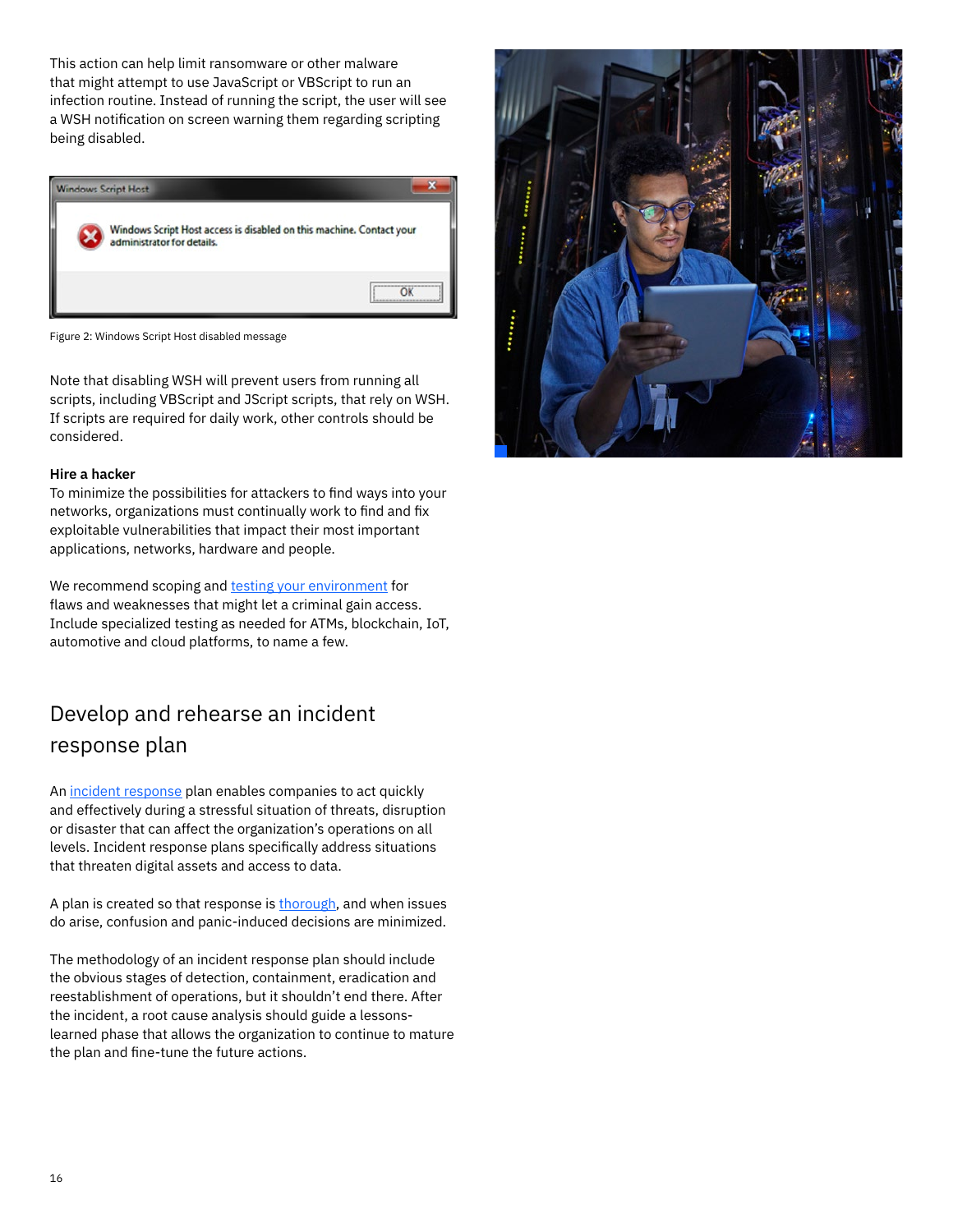This action can help limit ransomware or other malware that might attempt to use JavaScript or VBScript to run an infection routine. Instead of running the script, the user will see a WSH notification on screen warning them regarding scripting being disabled.

Figure 2: Windows Script Host disabled message

Note that disabling WSH will prevent users from running all scripts, including VBScript and JScript scripts, that rely on WSH. If scripts are required for daily work, other controls should be considered.

**Hire a hacker**

To minimize the possibilities for attackers to find ways into your networks, organizations must continually work to find and fix exploitable vulnerabilities that impact their most important applications, networks, hardware and people.

We recommend scoping and testing your environment for flaws and weaknesses that might let a criminal gain access. Include specialized testing as needed for ATMs, blockchain, IoT, automotive and cloud platforms, to name a few.

## Develop and rehearse an incident response plan

An incident response plan enables companies to act quickly and effectively during a stressful situation of threats, disruption or disaster that can affect the organization's operations on all levels. Incident response plans specifically address situations that threaten digital assets and access to data.

A plan is created so that response is thorough, and when issues do arise, confusion and panic-induced decisions are minimized.

The methodology of an incident response plan should include the obvious stages of detection, containment, eradication and reestablishment of operations, but it shouldn't end there. After the incident, a root cause analysis should guide a lessons-learned phase that allows the organization to continue to mature the plan and fine-tune the future actions.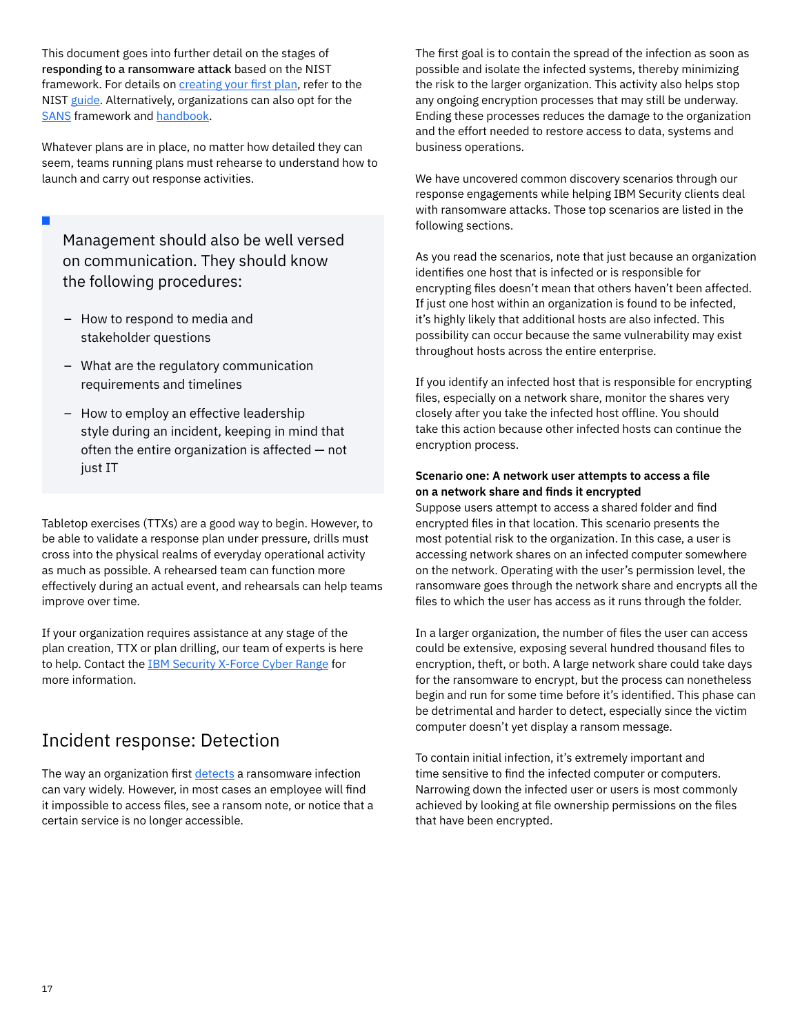This document goes into further detail on the stages of **responding to a ransomware attack** based on the NIST framework. For details on creating your first plan, refer to the NIST guide. Alternatively, organizations can also opt for the SANS framework and handbook.

Whatever plans are in place, no matter how detailed they can seem, teams running plans must rehearse to understand how to launch and carry out response activities.

> Management should also be well versed on communication. They should know the following procedures:
>
> – How to respond to media and stakeholder questions
>
> – What are the regulatory communication requirements and timelines
>
> – How to employ an effective leadership style during an incident, keeping in mind that often the entire organization is affected — not just IT

Tabletop exercises (TTXs) are a good way to begin. However, to be able to validate a response plan under pressure, drills must cross into the physical realms of everyday operational activity as much as possible. A rehearsed team can function more effectively during an actual event, and rehearsals can help teams improve over time.

If your organization requires assistance at any stage of the plan creation, TTX or plan drilling, our team of experts is here to help. Contact the IBM Security X-Force Cyber Range for more information.

## Incident response: Detection

The way an organization first detects a ransomware infection can vary widely. However, in most cases an employee will find it impossible to access files, see a ransom note, or notice that a certain service is no longer accessible.

The first goal is to contain the spread of the infection as soon as possible and isolate the infected systems, thereby minimizing the risk to the larger organization. This activity also helps stop any ongoing encryption processes that may still be underway. Ending these processes reduces the damage to the organization and the effort needed to restore access to data, systems and business operations.

We have uncovered common discovery scenarios through our response engagements while helping IBM Security clients deal with ransomware attacks. Those top scenarios are listed in the following sections.

As you read the scenarios, note that just because an organization identifies one host that is infected or is responsible for encrypting files doesn't mean that others haven't been affected. If just one host within an organization is found to be infected, it's highly likely that additional hosts are also infected. This possibility can occur because the same vulnerability may exist throughout hosts across the entire enterprise.

If you identify an infected host that is responsible for encrypting files, especially on a network share, monitor the shares very closely after you take the infected host offline. You should take this action because other infected hosts can continue the encryption process.

**Scenario one: A network user attempts to access a file on a network share and finds it encrypted**

Suppose users attempt to access a shared folder and find encrypted files in that location. This scenario presents the most potential risk to the organization. In this case, a user is accessing network shares on an infected computer somewhere on the network. Operating with the user's permission level, the ransomware goes through the network share and encrypts all the files to which the user has access as it runs through the folder.

In a larger organization, the number of files the user can access could be extensive, exposing several hundred thousand files to encryption, theft, or both. A large network share could take days for the ransomware to encrypt, but the process can nonetheless begin and run for some time before it's identified. This phase can be detrimental and harder to detect, especially since the victim computer doesn't yet display a ransom message.

To contain initial infection, it's extremely important and time sensitive to find the infected computer or computers. Narrowing down the infected user or users is most commonly achieved by looking at file ownership permissions on the files that have been encrypted.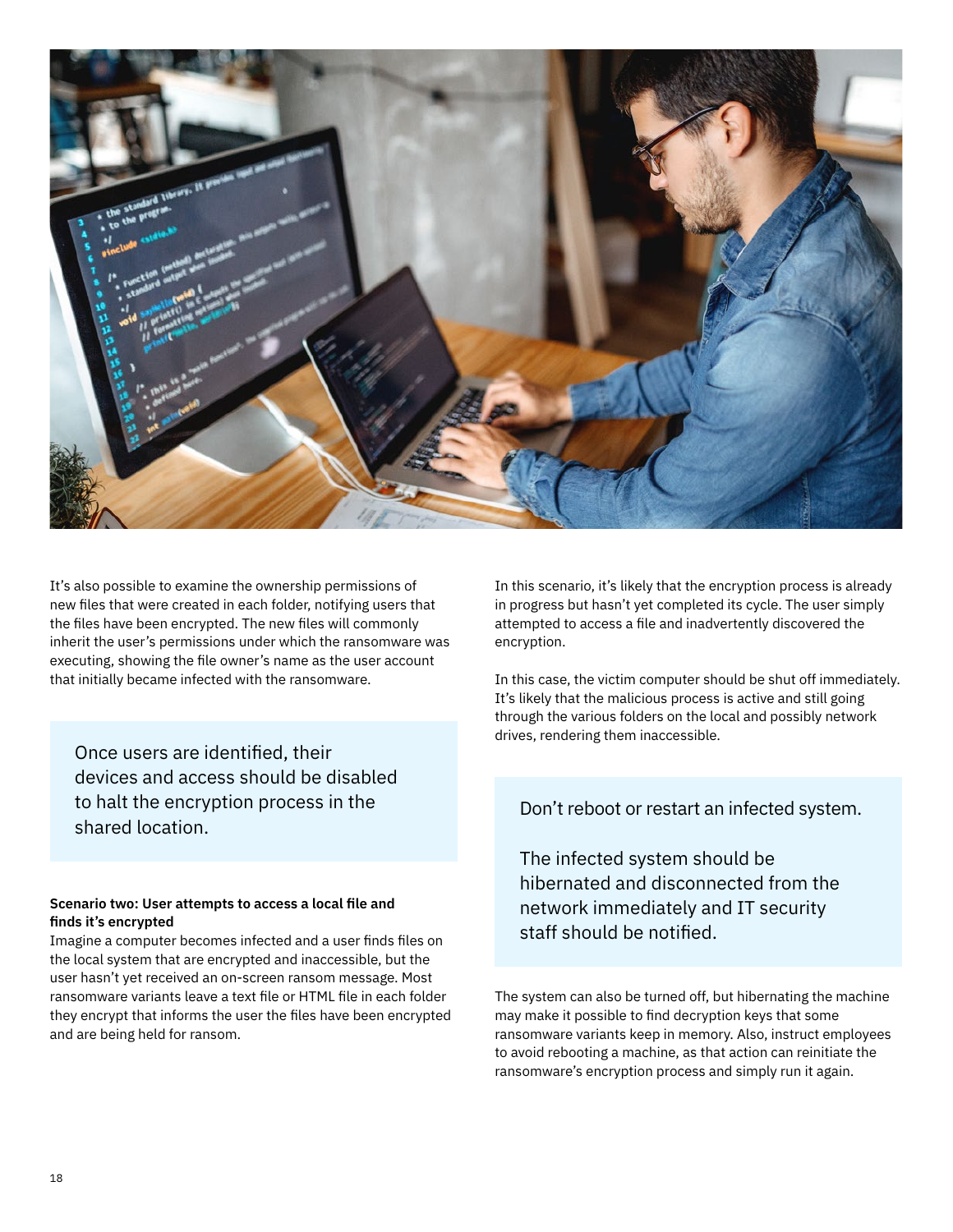It's also possible to examine the ownership permissions of new files that were created in each folder, notifying users that the files have been encrypted. The new files will commonly inherit the user's permissions under which the ransomware was executing, showing the file owner's name as the user account that initially became infected with the ransomware.

> Once users are identified, their devices and access should be disabled to halt the encryption process in the shared location.

**Scenario two: User attempts to access a local file and finds it's encrypted**

Imagine a computer becomes infected and a user finds files on the local system that are encrypted and inaccessible, but the user hasn't yet received an on-screen ransom message. Most ransomware variants leave a text file or HTML file in each folder they encrypt that informs the user the files have been encrypted and are being held for ransom.

In this scenario, it's likely that the encryption process is already in progress but hasn't yet completed its cycle. The user simply attempted to access a file and inadvertently discovered the encryption.

In this case, the victim computer should be shut off immediately. It's likely that the malicious process is active and still going through the various folders on the local and possibly network drives, rendering them inaccessible.

> Don't reboot or restart an infected system.
>
> The infected system should be hibernated and disconnected from the network immediately and IT security staff should be notified.

The system can also be turned off, but hibernating the machine may make it possible to find decryption keys that some ransomware variants keep in memory. Also, instruct employees to avoid rebooting a machine, as that action can reinitiate the ransomware's encryption process and simply run it again.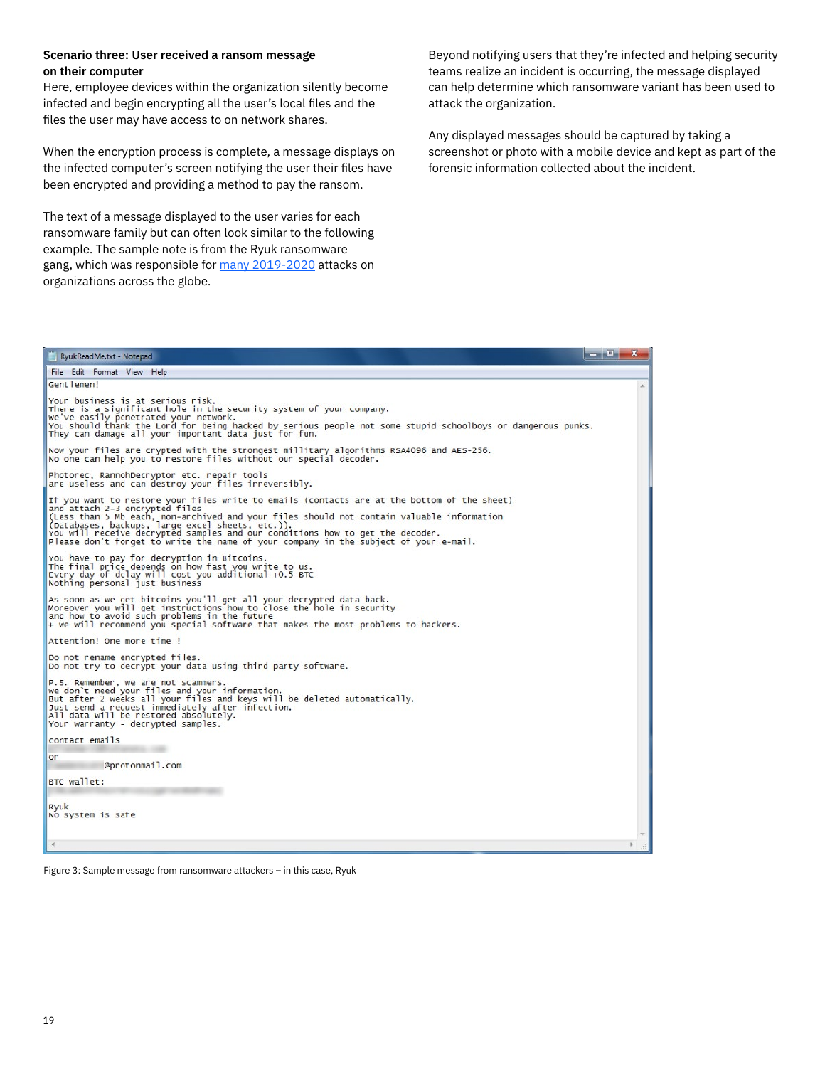**Scenario three: User received a ransom message on their computer**

Here, employee devices within the organization silently become infected and begin encrypting all the user's local files and the files the user may have access to on network shares.

When the encryption process is complete, a message displays on the infected computer's screen notifying the user their files have been encrypted and providing a method to pay the ransom.

The text of a message displayed to the user varies for each ransomware family but can often look similar to the following example. The sample note is from the Ryuk ransomware gang, which was responsible for many 2019-2020 attacks on organizations across the globe.

Beyond notifying users that they're infected and helping security teams realize an incident is occurring, the message displayed can help determine which ransomware variant has been used to attack the organization.

Any displayed messages should be captured by taking a screenshot or photo with a mobile device and kept as part of the forensic information collected about the incident.

```
RyukReadMe.txt - Notepad

Gentlemen!

Your business is at serious risk.
There is a significant hole in the security system of your company.
We've easily penetrated your network.
You should thank the Lord for being hacked by serious people not some stupid schoolboys or dangerous punks.
They can damage all your important data just for fun.

Now your files are crypted with the strongest millitary algorithms RSA4096 and AES-256.
No one can help you to restore files without our special decoder.

Photorec, RannohDecryptor etc. repair tools
are useless and can destroy your files irreversibly.

If you want to restore your files write to emails (contacts are at the bottom of the sheet)
and attach 2-3 encrypted files
(Less than 5 Mb each, non-archived and your files should not contain valuable information
(Databases, backups, large excel sheets, etc.)).
You will receive decrypted samples and our conditions how to get the decoder.
Please don't forget to write the name of your company in the subject of your e-mail.

You have to pay for decryption in Bitcoins.
The final price depends on how fast you write to us.
Every day of delay will cost you additional +0.5 BTC
Nothing personal just business

As soon as we get bitcoins you'll get all your decrypted data back.
Moreover you will get instructions how to close the hole in security
and how to avoid such problems in the future
+ we will recommend you special software that makes the most problems to hackers.

Attention! One more time !

Do not rename encrypted files.
Do not try to decrypt your data using third party software.

P.S. Remember, we are not scammers.
We don`t need your files and your information.
But after 2 weeks all your files and keys will be deleted automatically.
Just send a request immediately after infection.
All data will be restored absolutely.
Your warranty - decrypted samples.

contact emails

or
@protonmail.com

BTC wallet:

Ryuk
No system is safe
```

Figure 3: Sample message from ransomware attackers – in this case, Ryuk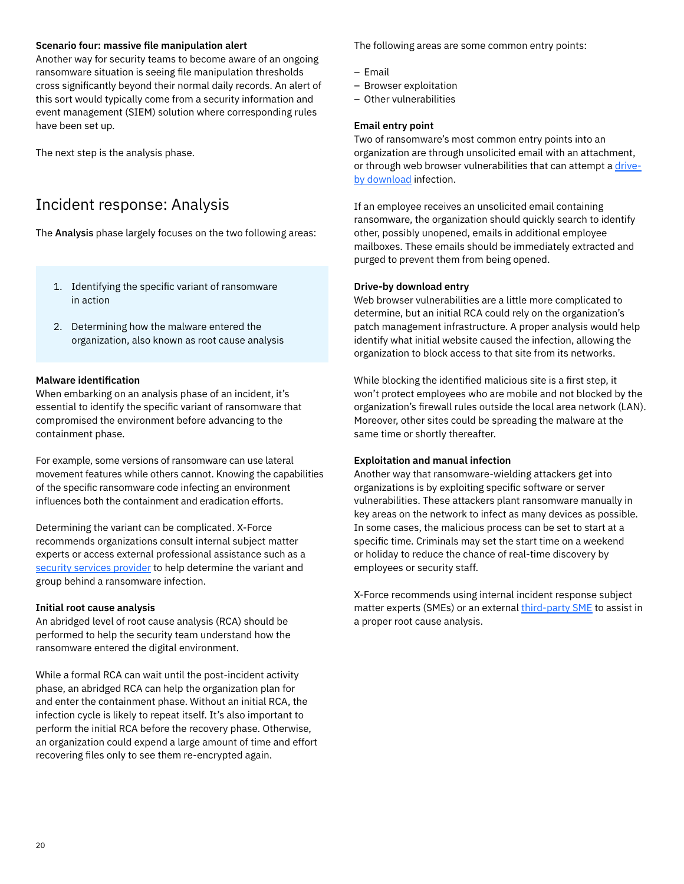**Scenario four: massive file manipulation alert**
Another way for security teams to become aware of an ongoing ransomware situation is seeing file manipulation thresholds cross significantly beyond their normal daily records. An alert of this sort would typically come from a security information and event management (SIEM) solution where corresponding rules have been set up.

The next step is the analysis phase.

## Incident response: Analysis

The **Analysis** phase largely focuses on the two following areas:

1. Identifying the specific variant of ransomware in action
2. Determining how the malware entered the organization, also known as root cause analysis

**Malware identification**
When embarking on an analysis phase of an incident, it's essential to identify the specific variant of ransomware that compromised the environment before advancing to the containment phase.

For example, some versions of ransomware can use lateral movement features while others cannot. Knowing the capabilities of the specific ransomware code infecting an environment influences both the containment and eradication efforts.

Determining the variant can be complicated. X-Force recommends organizations consult internal subject matter experts or access external professional assistance such as a security services provider to help determine the variant and group behind a ransomware infection.

**Initial root cause analysis**
An abridged level of root cause analysis (RCA) should be performed to help the security team understand how the ransomware entered the digital environment.

While a formal RCA can wait until the post-incident activity phase, an abridged RCA can help the organization plan for and enter the containment phase. Without an initial RCA, the infection cycle is likely to repeat itself. It's also important to perform the initial RCA before the recovery phase. Otherwise, an organization could expend a large amount of time and effort recovering files only to see them re-encrypted again.

The following areas are some common entry points:

- Email
- Browser exploitation
- Other vulnerabilities

**Email entry point**
Two of ransomware's most common entry points into an organization are through unsolicited email with an attachment, or through web browser vulnerabilities that can attempt a drive-by download infection.

If an employee receives an unsolicited email containing ransomware, the organization should quickly search to identify other, possibly unopened, emails in additional employee mailboxes. These emails should be immediately extracted and purged to prevent them from being opened.

**Drive-by download entry**
Web browser vulnerabilities are a little more complicated to determine, but an initial RCA could rely on the organization's patch management infrastructure. A proper analysis would help identify what initial website caused the infection, allowing the organization to block access to that site from its networks.

While blocking the identified malicious site is a first step, it won't protect employees who are mobile and not blocked by the organization's firewall rules outside the local area network (LAN). Moreover, other sites could be spreading the malware at the same time or shortly thereafter.

**Exploitation and manual infection**
Another way that ransomware-wielding attackers get into organizations is by exploiting specific software or server vulnerabilities. These attackers plant ransomware manually in key areas on the network to infect as many devices as possible. In some cases, the malicious process can be set to start at a specific time. Criminals may set the start time on a weekend or holiday to reduce the chance of real-time discovery by employees or security staff.

X-Force recommends using internal incident response subject matter experts (SMEs) or an external third-party SME to assist in a proper root cause analysis.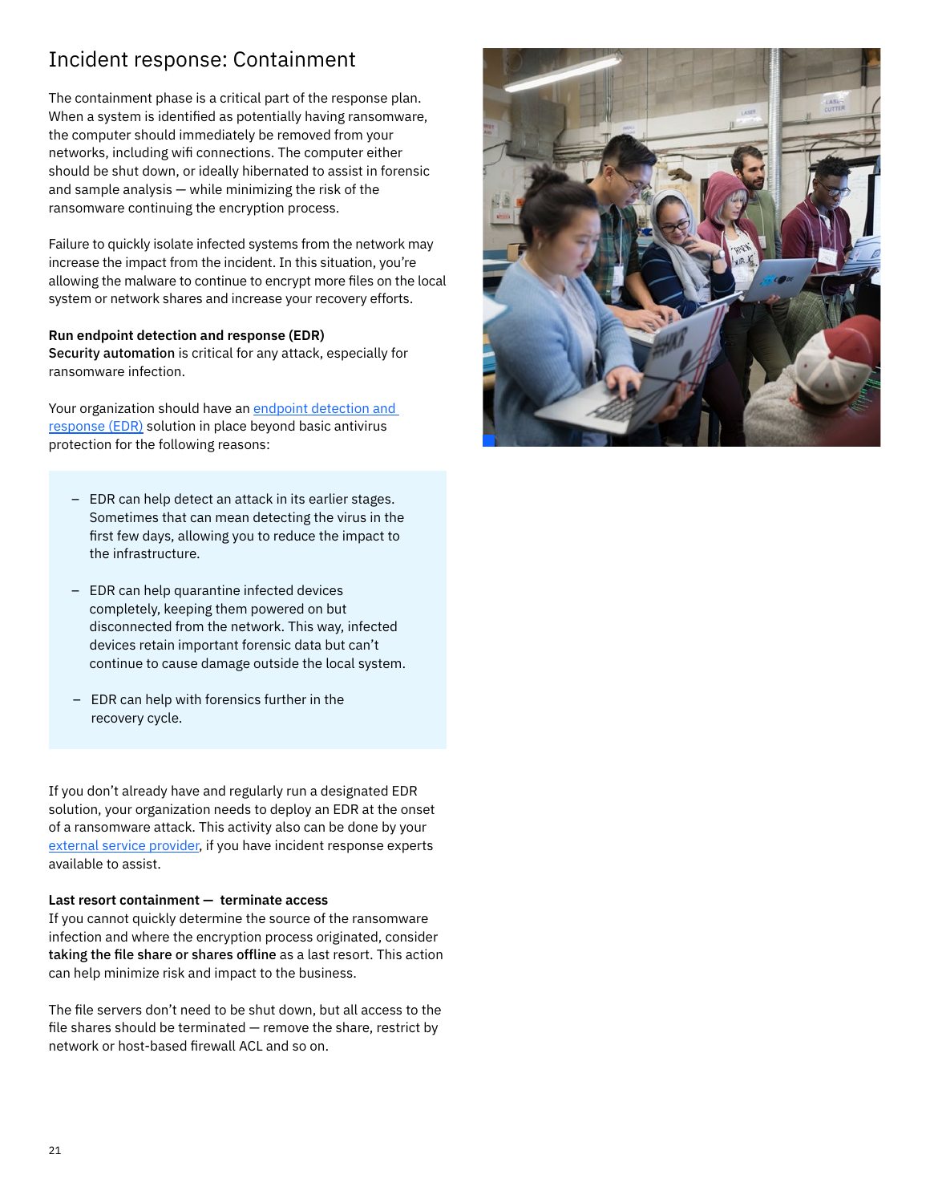# Incident response: Containment

The containment phase is a critical part of the response plan. When a system is identified as potentially having ransomware, the computer should immediately be removed from your networks, including wifi connections. The computer either should be shut down, or ideally hibernated to assist in forensic and sample analysis — while minimizing the risk of the ransomware continuing the encryption process.

Failure to quickly isolate infected systems from the network may increase the impact from the incident. In this situation, you're allowing the malware to continue to encrypt more files on the local system or network shares and increase your recovery efforts.

**Run endpoint detection and response (EDR)**
**Security automation** is critical for any attack, especially for ransomware infection.

Your organization should have an [endpoint detection and response (EDR)]() solution in place beyond basic antivirus protection for the following reasons:

- EDR can help detect an attack in its earlier stages. Sometimes that can mean detecting the virus in the first few days, allowing you to reduce the impact to the infrastructure.
- EDR can help quarantine infected devices completely, keeping them powered on but disconnected from the network. This way, infected devices retain important forensic data but can't continue to cause damage outside the local system.
- EDR can help with forensics further in the recovery cycle.

If you don't already have and regularly run a designated EDR solution, your organization needs to deploy an EDR at the onset of a ransomware attack. This activity also can be done by your [external service provider](), if you have incident response experts available to assist.

**Last resort containment — terminate access**
If you cannot quickly determine the source of the ransomware infection and where the encryption process originated, consider **taking the file share or shares offline** as a last resort. This action can help minimize risk and impact to the business.

The file servers don't need to be shut down, but all access to the file shares should be terminated — remove the share, restrict by network or host-based firewall ACL and so on.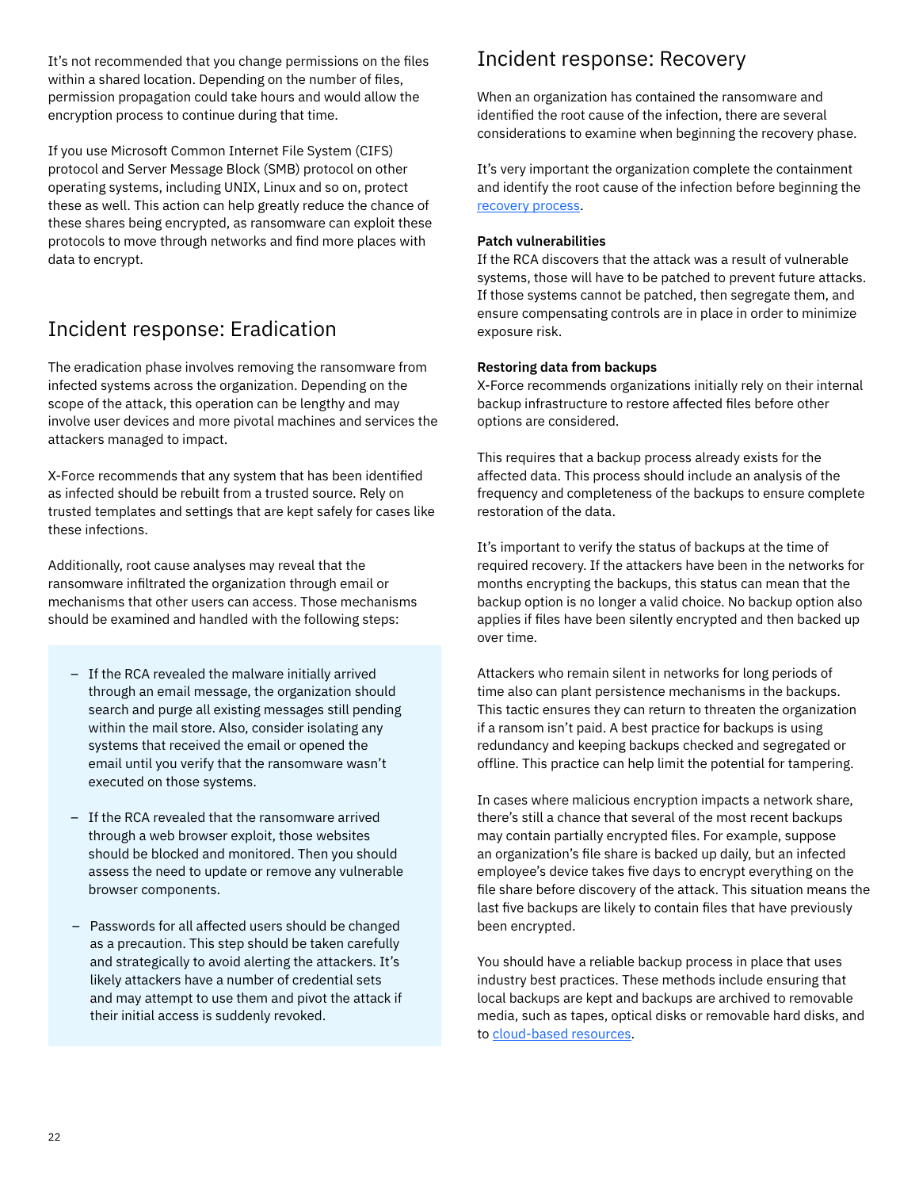It's not recommended that you change permissions on the files within a shared location. Depending on the number of files, permission propagation could take hours and would allow the encryption process to continue during that time.

If you use Microsoft Common Internet File System (CIFS) protocol and Server Message Block (SMB) protocol on other operating systems, including UNIX, Linux and so on, protect these as well. This action can help greatly reduce the chance of these shares being encrypted, as ransomware can exploit these protocols to move through networks and find more places with data to encrypt.

## Incident response: Eradication

The eradication phase involves removing the ransomware from infected systems across the organization. Depending on the scope of the attack, this operation can be lengthy and may involve user devices and more pivotal machines and services the attackers managed to impact.

X-Force recommends that any system that has been identified as infected should be rebuilt from a trusted source. Rely on trusted templates and settings that are kept safely for cases like these infections.

Additionally, root cause analyses may reveal that the ransomware infiltrated the organization through email or mechanisms that other users can access. Those mechanisms should be examined and handled with the following steps:

- If the RCA revealed the malware initially arrived through an email message, the organization should search and purge all existing messages still pending within the mail store. Also, consider isolating any systems that received the email or opened the email until you verify that the ransomware wasn't executed on those systems.
- If the RCA revealed that the ransomware arrived through a web browser exploit, those websites should be blocked and monitored. Then you should assess the need to update or remove any vulnerable browser components.
- Passwords for all affected users should be changed as a precaution. This step should be taken carefully and strategically to avoid alerting the attackers. It's likely attackers have a number of credential sets and may attempt to use them and pivot the attack if their initial access is suddenly revoked.

## Incident response: Recovery

When an organization has contained the ransomware and identified the root cause of the infection, there are several considerations to examine when beginning the recovery phase.

It's very important the organization complete the containment and identify the root cause of the infection before beginning the recovery process.

**Patch vulnerabilities**
If the RCA discovers that the attack was a result of vulnerable systems, those will have to be patched to prevent future attacks. If those systems cannot be patched, then segregate them, and ensure compensating controls are in place in order to minimize exposure risk.

**Restoring data from backups**
X-Force recommends organizations initially rely on their internal backup infrastructure to restore affected files before other options are considered.

This requires that a backup process already exists for the affected data. This process should include an analysis of the frequency and completeness of the backups to ensure complete restoration of the data.

It's important to verify the status of backups at the time of required recovery. If the attackers have been in the networks for months encrypting the backups, this status can mean that the backup option is no longer a valid choice. No backup option also applies if files have been silently encrypted and then backed up over time.

Attackers who remain silent in networks for long periods of time also can plant persistence mechanisms in the backups. This tactic ensures they can return to threaten the organization if a ransom isn't paid. A best practice for backups is using redundancy and keeping backups checked and segregated or offline. This practice can help limit the potential for tampering.

In cases where malicious encryption impacts a network share, there's still a chance that several of the most recent backups may contain partially encrypted files. For example, suppose an organization's file share is backed up daily, but an infected employee's device takes five days to encrypt everything on the file share before discovery of the attack. This situation means the last five backups are likely to contain files that have previously been encrypted.

You should have a reliable backup process in place that uses industry best practices. These methods include ensuring that local backups are kept and backups are archived to removable media, such as tapes, optical disks or removable hard disks, and to cloud-based resources.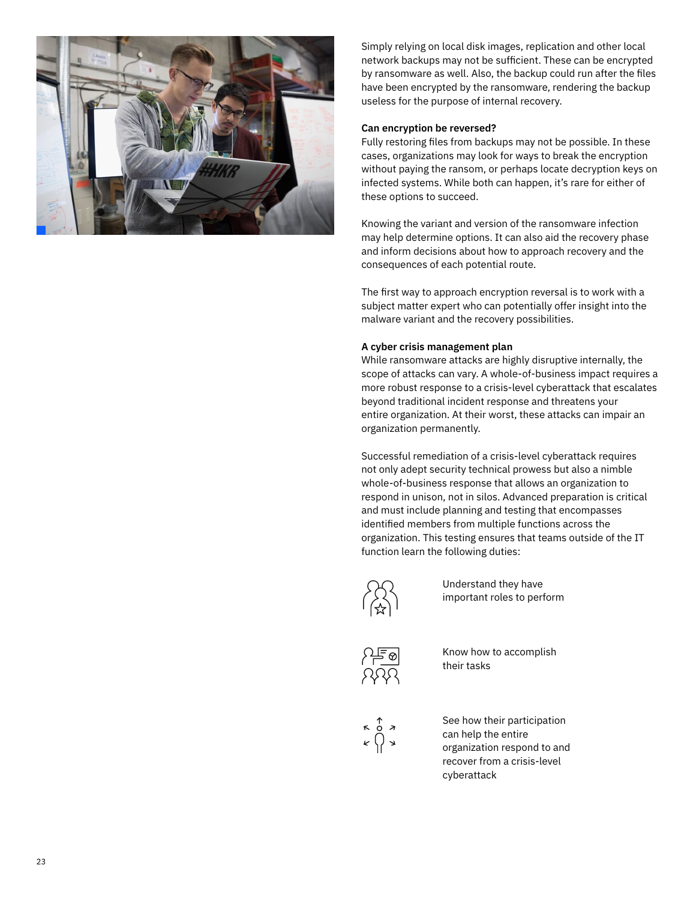Simply relying on local disk images, replication and other local network backups may not be sufficient. These can be encrypted by ransomware as well. Also, the backup could run after the files have been encrypted by the ransomware, rendering the backup useless for the purpose of internal recovery.

**Can encryption be reversed?**

Fully restoring files from backups may not be possible. In these cases, organizations may look for ways to break the encryption without paying the ransom, or perhaps locate decryption keys on infected systems. While both can happen, it's rare for either of these options to succeed.

Knowing the variant and version of the ransomware infection may help determine options. It can also aid the recovery phase and inform decisions about how to approach recovery and the consequences of each potential route.

The first way to approach encryption reversal is to work with a subject matter expert who can potentially offer insight into the malware variant and the recovery possibilities.

**A cyber crisis management plan**

While ransomware attacks are highly disruptive internally, the scope of attacks can vary. A whole-of-business impact requires a more robust response to a crisis-level cyberattack that escalates beyond traditional incident response and threatens your entire organization. At their worst, these attacks can impair an organization permanently.

Successful remediation of a crisis-level cyberattack requires not only adept security technical prowess but also a nimble whole-of-business response that allows an organization to respond in unison, not in silos. Advanced preparation is critical and must include planning and testing that encompasses identified members from multiple functions across the organization. This testing ensures that teams outside of the IT function learn the following duties:

- Understand they have important roles to perform
- Know how to accomplish their tasks
- See how their participation can help the entire organization respond to and recover from a crisis-level cyberattack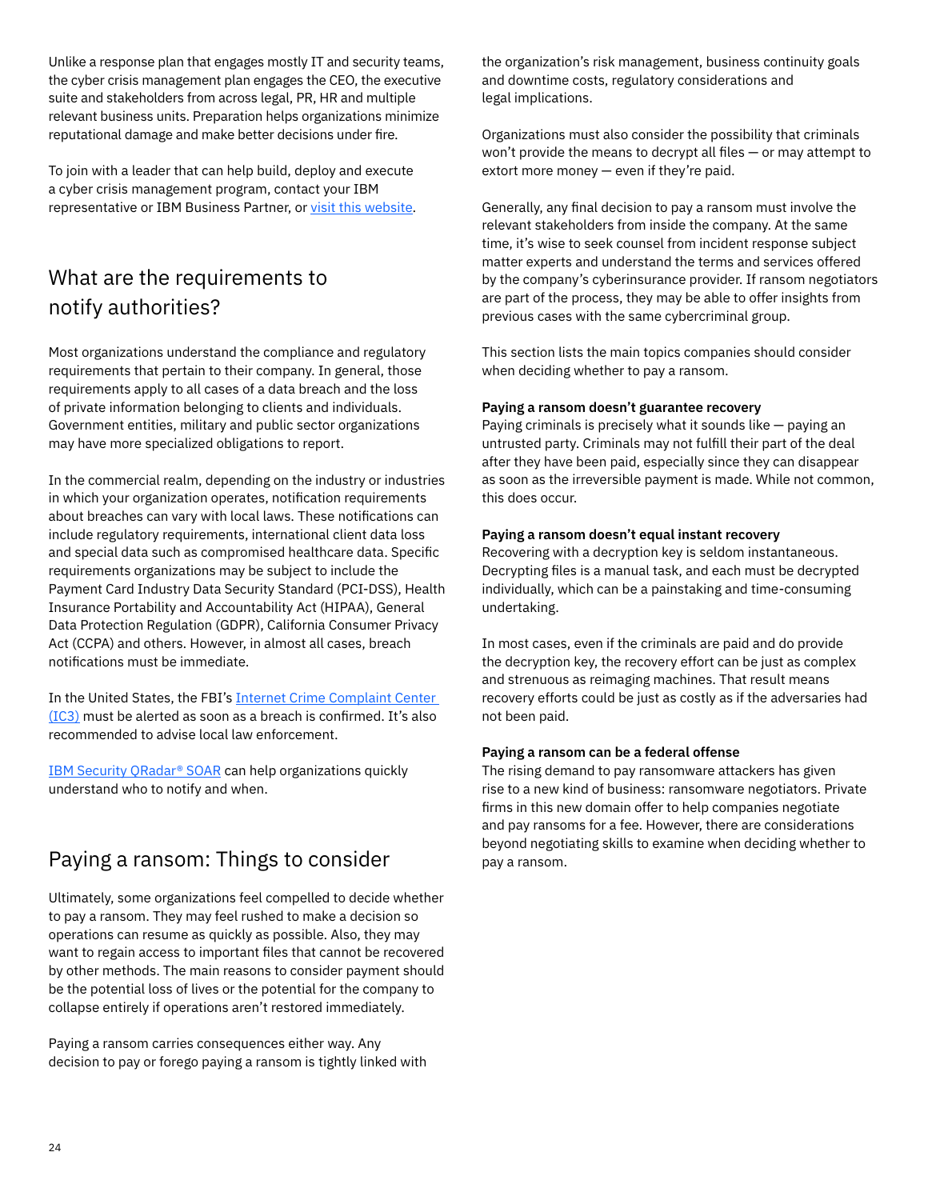Unlike a response plan that engages mostly IT and security teams, the cyber crisis management plan engages the CEO, the executive suite and stakeholders from across legal, PR, HR and multiple relevant business units. Preparation helps organizations minimize reputational damage and make better decisions under fire.

To join with a leader that can help build, deploy and execute a cyber crisis management program, contact your IBM representative or IBM Business Partner, or visit this website.

## What are the requirements to notify authorities?

Most organizations understand the compliance and regulatory requirements that pertain to their company. In general, those requirements apply to all cases of a data breach and the loss of private information belonging to clients and individuals. Government entities, military and public sector organizations may have more specialized obligations to report.

In the commercial realm, depending on the industry or industries in which your organization operates, notification requirements about breaches can vary with local laws. These notifications can include regulatory requirements, international client data loss and special data such as compromised healthcare data. Specific requirements organizations may be subject to include the Payment Card Industry Data Security Standard (PCI-DSS), Health Insurance Portability and Accountability Act (HIPAA), General Data Protection Regulation (GDPR), California Consumer Privacy Act (CCPA) and others. However, in almost all cases, breach notifications must be immediate.

In the United States, the FBI's Internet Crime Complaint Center (IC3) must be alerted as soon as a breach is confirmed. It's also recommended to advise local law enforcement.

IBM Security QRadar® SOAR can help organizations quickly understand who to notify and when.

## Paying a ransom: Things to consider

Ultimately, some organizations feel compelled to decide whether to pay a ransom. They may feel rushed to make a decision so operations can resume as quickly as possible. Also, they may want to regain access to important files that cannot be recovered by other methods. The main reasons to consider payment should be the potential loss of lives or the potential for the company to collapse entirely if operations aren't restored immediately.

Paying a ransom carries consequences either way. Any decision to pay or forego paying a ransom is tightly linked with the organization's risk management, business continuity goals and downtime costs, regulatory considerations and legal implications.

Organizations must also consider the possibility that criminals won't provide the means to decrypt all files — or may attempt to extort more money — even if they're paid.

Generally, any final decision to pay a ransom must involve the relevant stakeholders from inside the company. At the same time, it's wise to seek counsel from incident response subject matter experts and understand the terms and services offered by the company's cyberinsurance provider. If ransom negotiators are part of the process, they may be able to offer insights from previous cases with the same cybercriminal group.

This section lists the main topics companies should consider when deciding whether to pay a ransom.

**Paying a ransom doesn't guarantee recovery**
Paying criminals is precisely what it sounds like — paying an untrusted party. Criminals may not fulfill their part of the deal after they have been paid, especially since they can disappear as soon as the irreversible payment is made. While not common, this does occur.

**Paying a ransom doesn't equal instant recovery**
Recovering with a decryption key is seldom instantaneous. Decrypting files is a manual task, and each must be decrypted individually, which can be a painstaking and time-consuming undertaking.

In most cases, even if the criminals are paid and do provide the decryption key, the recovery effort can be just as complex and strenuous as reimaging machines. That result means recovery efforts could be just as costly as if the adversaries had not been paid.

**Paying a ransom can be a federal offense**
The rising demand to pay ransomware attackers has given rise to a new kind of business: ransomware negotiators. Private firms in this new domain offer to help companies negotiate and pay ransoms for a fee. However, there are considerations beyond negotiating skills to examine when deciding whether to pay a ransom.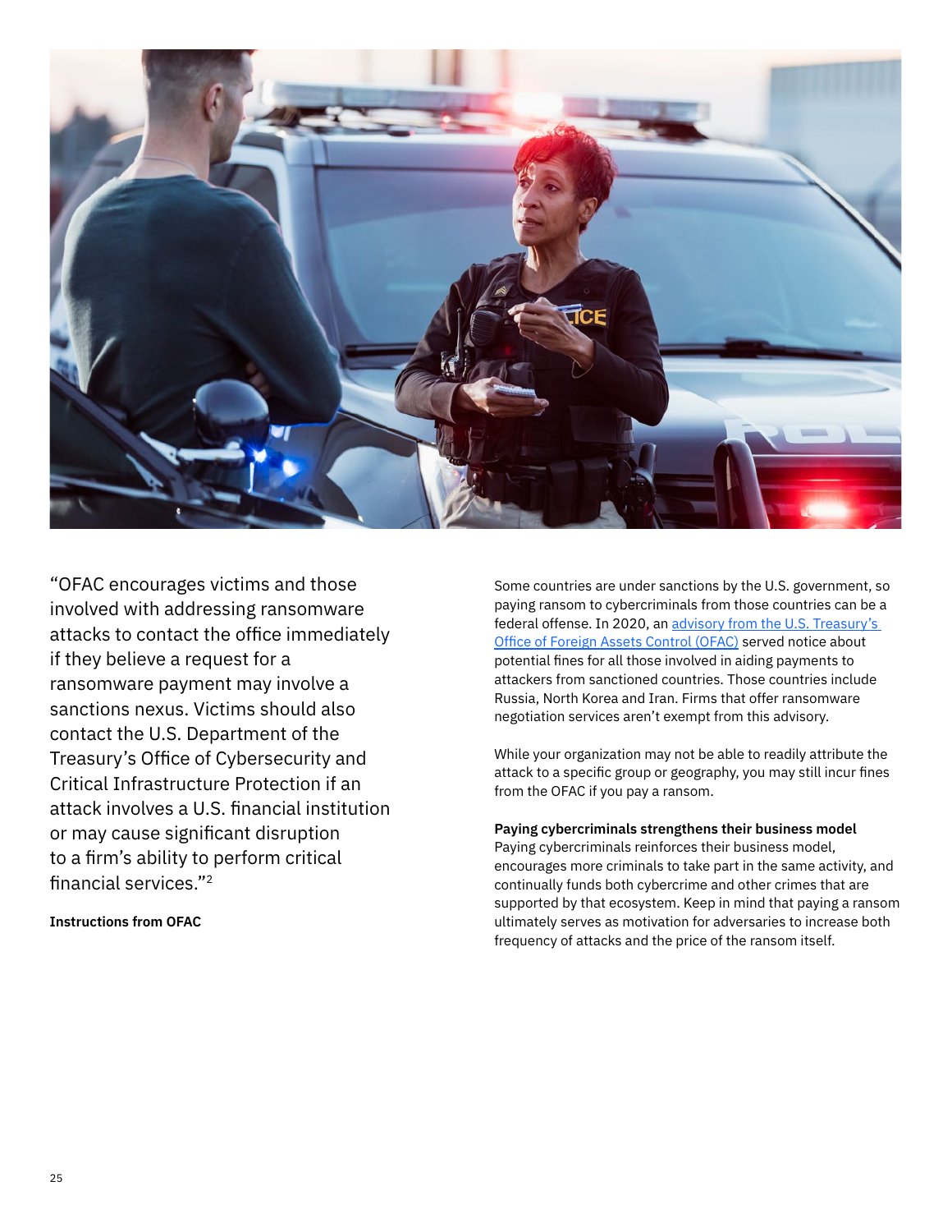"OFAC encourages victims and those involved with addressing ransomware attacks to contact the office immediately if they believe a request for a ransomware payment may involve a sanctions nexus. Victims should also contact the U.S. Department of the Treasury's Office of Cybersecurity and Critical Infrastructure Protection if an attack involves a U.S. financial institution or may cause significant disruption to a firm's ability to perform critical financial services."[2]

**Instructions from OFAC**

Some countries are under sanctions by the U.S. government, so paying ransom to cybercriminals from those countries can be a federal offense. In 2020, an [advisory from the U.S. Treasury's Office of Foreign Assets Control (OFAC)] served notice about potential fines for all those involved in aiding payments to attackers from sanctioned countries. Those countries include Russia, North Korea and Iran. Firms that offer ransomware negotiation services aren't exempt from this advisory.

While your organization may not be able to readily attribute the attack to a specific group or geography, you may still incur fines from the OFAC if you pay a ransom.

**Paying cybercriminals strengthens their business model**

Paying cybercriminals reinforces their business model, encourages more criminals to take part in the same activity, and continually funds both cybercrime and other crimes that are supported by that ecosystem. Keep in mind that paying a ransom ultimately serves as motivation for adversaries to increase both frequency of attacks and the price of the ransom itself.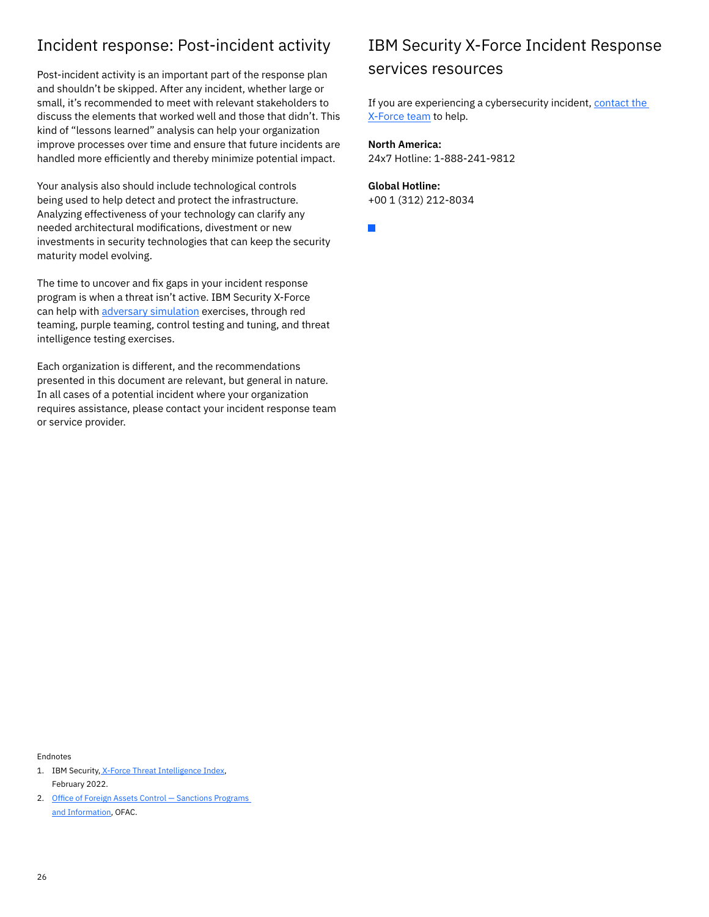## Incident response: Post-incident activity

Post-incident activity is an important part of the response plan and shouldn't be skipped. After any incident, whether large or small, it's recommended to meet with relevant stakeholders to discuss the elements that worked well and those that didn't. This kind of "lessons learned" analysis can help your organization improve processes over time and ensure that future incidents are handled more efficiently and thereby minimize potential impact.

Your analysis also should include technological controls being used to help detect and protect the infrastructure. Analyzing effectiveness of your technology can clarify any needed architectural modifications, divestment or new investments in security technologies that can keep the security maturity model evolving.

The time to uncover and fix gaps in your incident response program is when a threat isn't active. IBM Security X-Force can help with adversary simulation exercises, through red teaming, purple teaming, control testing and tuning, and threat intelligence testing exercises.

Each organization is different, and the recommendations presented in this document are relevant, but general in nature. In all cases of a potential incident where your organization requires assistance, please contact your incident response team or service provider.

## IBM Security X-Force Incident Response services resources

If you are experiencing a cybersecurity incident, contact the X-Force team to help.

**North America:**
24x7 Hotline: 1-888-241-9812

**Global Hotline:**
+00 1 (312) 212-8034

Endnotes

1. IBM Security, X-Force Threat Intelligence Index, February 2022.
2. Office of Foreign Assets Control — Sanctions Programs and Information, OFAC.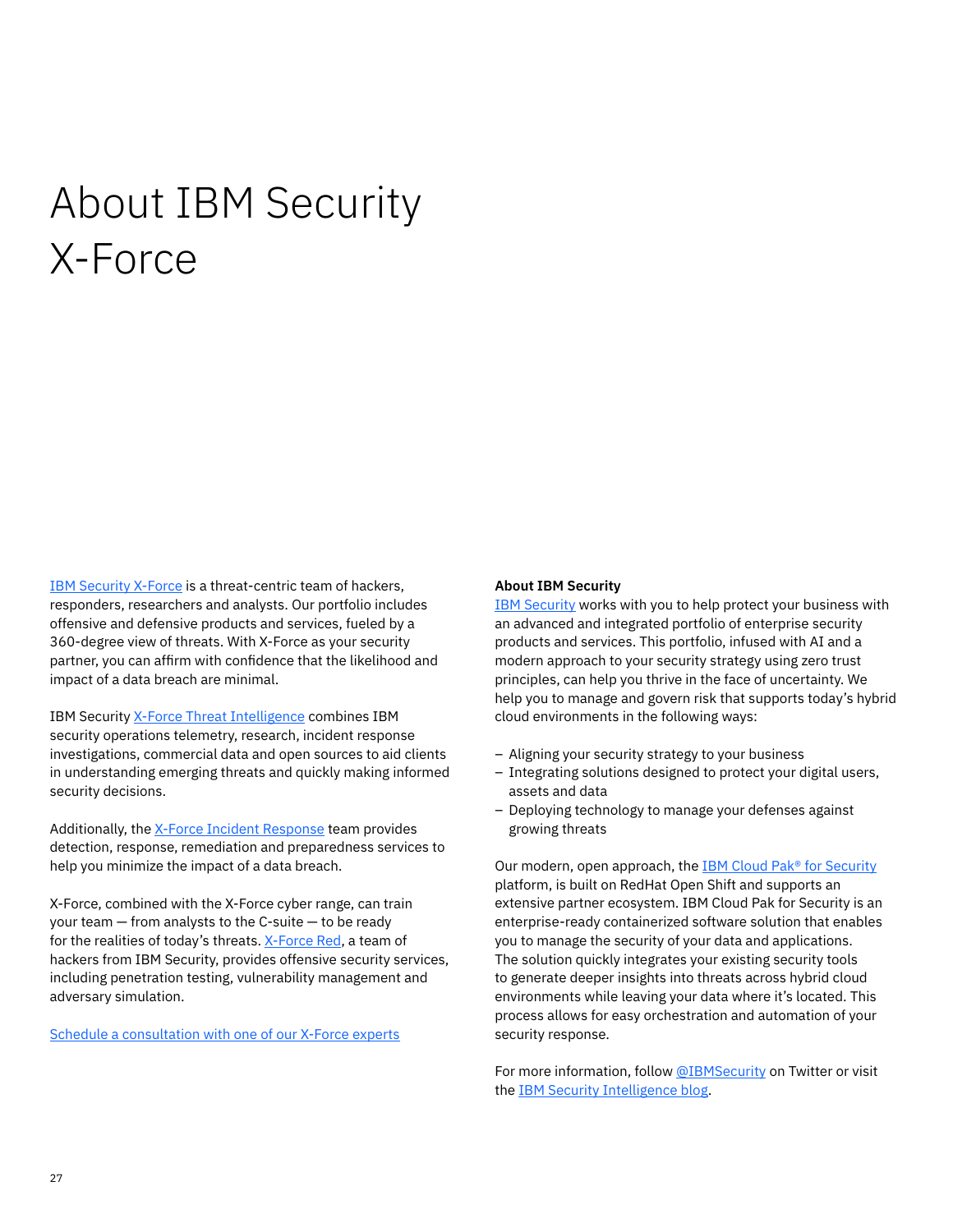# About IBM Security X-Force

IBM Security X-Force is a threat-centric team of hackers, responders, researchers and analysts. Our portfolio includes offensive and defensive products and services, fueled by a 360-degree view of threats. With X-Force as your security partner, you can affirm with confidence that the likelihood and impact of a data breach are minimal.

IBM Security X-Force Threat Intelligence combines IBM security operations telemetry, research, incident response investigations, commercial data and open sources to aid clients in understanding emerging threats and quickly making informed security decisions.

Additionally, the X-Force Incident Response team provides detection, response, remediation and preparedness services to help you minimize the impact of a data breach.

X-Force, combined with the X-Force cyber range, can train your team — from analysts to the C-suite — to be ready for the realities of today's threats. X-Force Red, a team of hackers from IBM Security, provides offensive security services, including penetration testing, vulnerability management and adversary simulation.

Schedule a consultation with one of our X-Force experts

**About IBM Security**

IBM Security works with you to help protect your business with an advanced and integrated portfolio of enterprise security products and services. This portfolio, infused with AI and a modern approach to your security strategy using zero trust principles, can help you thrive in the face of uncertainty. We help you to manage and govern risk that supports today's hybrid cloud environments in the following ways:

- Aligning your security strategy to your business
- Integrating solutions designed to protect your digital users, assets and data
- Deploying technology to manage your defenses against growing threats

Our modern, open approach, the IBM Cloud Pak® for Security platform, is built on RedHat Open Shift and supports an extensive partner ecosystem. IBM Cloud Pak for Security is an enterprise-ready containerized software solution that enables you to manage the security of your data and applications. The solution quickly integrates your existing security tools to generate deeper insights into threats across hybrid cloud environments while leaving your data where it's located. This process allows for easy orchestration and automation of your security response.

For more information, follow @IBMSecurity on Twitter or visit the IBM Security Intelligence blog.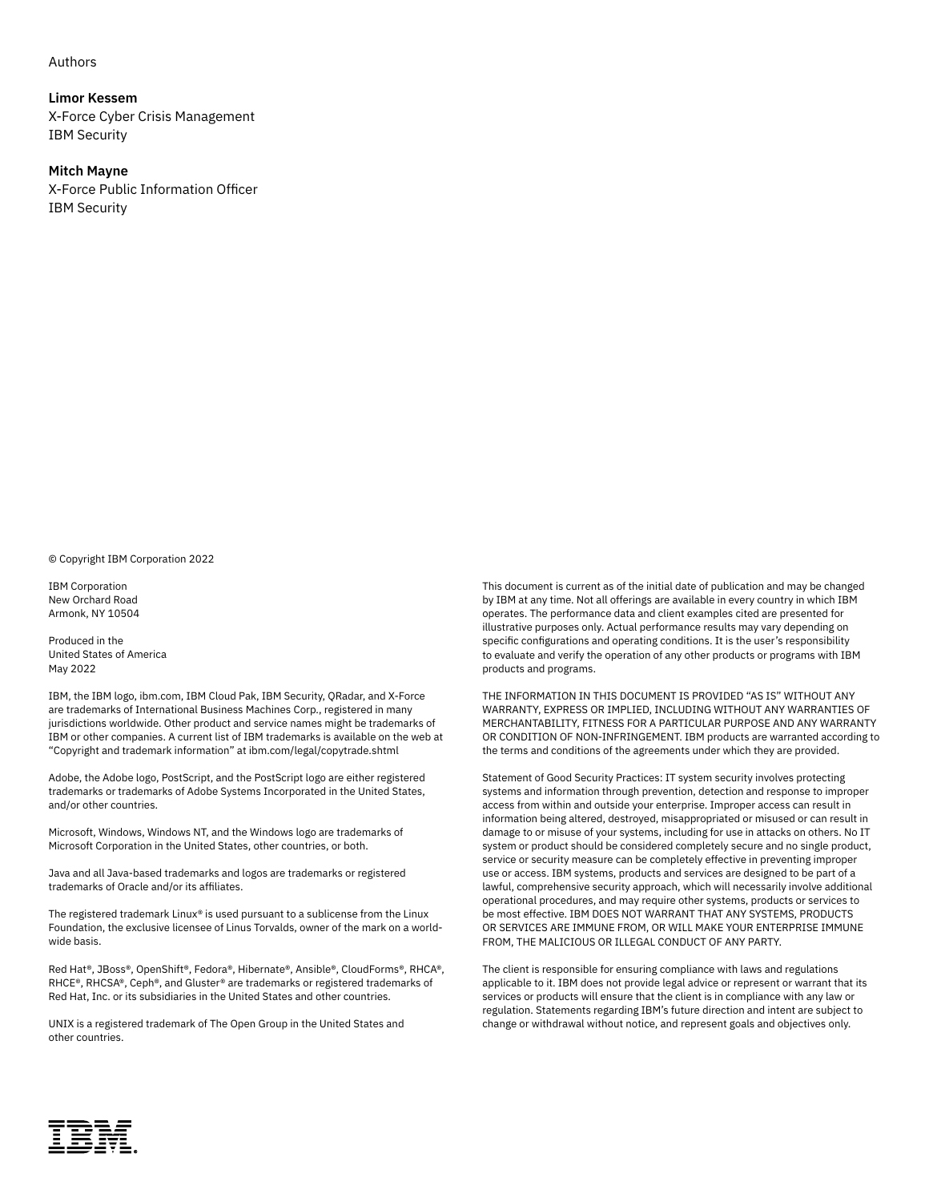Authors

**Limor Kessem**
X-Force Cyber Crisis Management
IBM Security

**Mitch Mayne**
X-Force Public Information Officer
IBM Security

© Copyright IBM Corporation 2022

IBM Corporation
New Orchard Road
Armonk, NY 10504

Produced in the
United States of America
May 2022

IBM, the IBM logo, ibm.com, IBM Cloud Pak, IBM Security, QRadar, and X-Force are trademarks of International Business Machines Corp., registered in many jurisdictions worldwide. Other product and service names might be trademarks of IBM or other companies. A current list of IBM trademarks is available on the web at "Copyright and trademark information" at ibm.com/legal/copytrade.shtml

Adobe, the Adobe logo, PostScript, and the PostScript logo are either registered trademarks or trademarks of Adobe Systems Incorporated in the United States, and/or other countries.

Microsoft, Windows, Windows NT, and the Windows logo are trademarks of Microsoft Corporation in the United States, other countries, or both.

Java and all Java-based trademarks and logos are trademarks or registered trademarks of Oracle and/or its affiliates.

The registered trademark Linux® is used pursuant to a sublicense from the Linux Foundation, the exclusive licensee of Linus Torvalds, owner of the mark on a world-wide basis.

Red Hat®, JBoss®, OpenShift®, Fedora®, Hibernate®, Ansible®, CloudForms®, RHCA®, RHCE®, RHCSA®, Ceph®, and Gluster® are trademarks or registered trademarks of Red Hat, Inc. or its subsidiaries in the United States and other countries.

UNIX is a registered trademark of The Open Group in the United States and other countries.

This document is current as of the initial date of publication and may be changed by IBM at any time. Not all offerings are available in every country in which IBM operates. The performance data and client examples cited are presented for illustrative purposes only. Actual performance results may vary depending on specific configurations and operating conditions. It is the user's responsibility to evaluate and verify the operation of any other products or programs with IBM products and programs.

THE INFORMATION IN THIS DOCUMENT IS PROVIDED "AS IS" WITHOUT ANY WARRANTY, EXPRESS OR IMPLIED, INCLUDING WITHOUT ANY WARRANTIES OF MERCHANTABILITY, FITNESS FOR A PARTICULAR PURPOSE AND ANY WARRANTY OR CONDITION OF NON-INFRINGEMENT. IBM products are warranted according to the terms and conditions of the agreements under which they are provided.

Statement of Good Security Practices: IT system security involves protecting systems and information through prevention, detection and response to improper access from within and outside your enterprise. Improper access can result in information being altered, destroyed, misappropriated or misused or can result in damage to or misuse of your systems, including for use in attacks on others. No IT system or product should be considered completely secure and no single product, service or security measure can be completely effective in preventing improper use or access. IBM systems, products and services are designed to be part of a lawful, comprehensive security approach, which will necessarily involve additional operational procedures, and may require other systems, products or services to be most effective. IBM DOES NOT WARRANT THAT ANY SYSTEMS, PRODUCTS OR SERVICES ARE IMMUNE FROM, OR WILL MAKE YOUR ENTERPRISE IMMUNE FROM, THE MALICIOUS OR ILLEGAL CONDUCT OF ANY PARTY.

The client is responsible for ensuring compliance with laws and regulations applicable to it. IBM does not provide legal advice or represent or warrant that its services or products will ensure that the client is in compliance with any law or regulation. Statements regarding IBM's future direction and intent are subject to change or withdrawal without notice, and represent goals and objectives only.